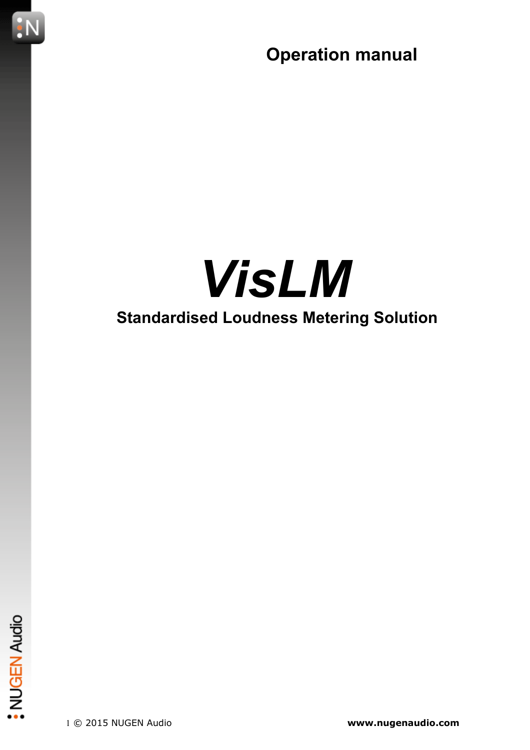Operation manual

# *VisLM*

## Standardised Loudness Metering Solution

© 2015 NUGEN Audio

www.nugenaudio.com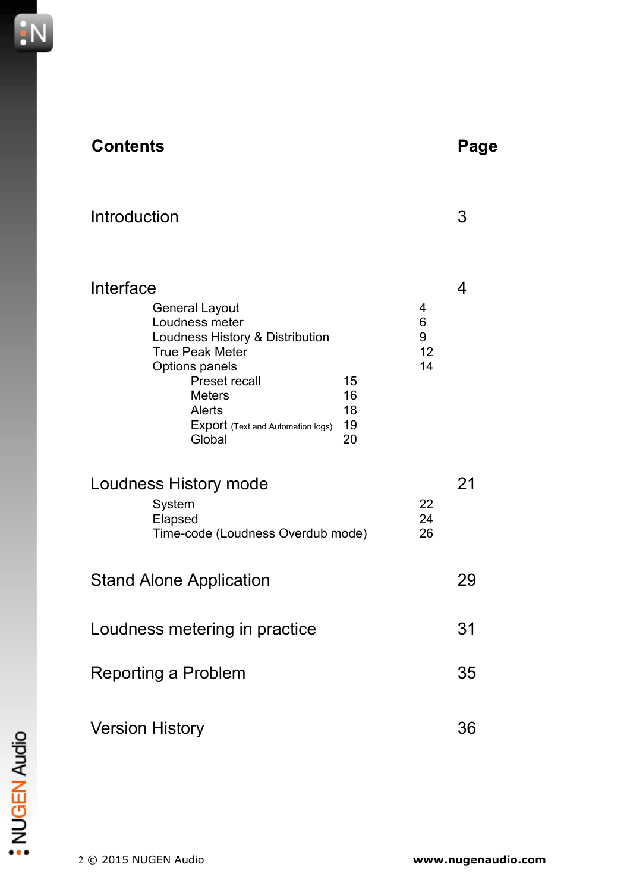# Contents

| Contents | | | Page |
|---|---|---|---|
| Introduction | | | 3 |
| Interface | | | 4 |
| General Layout | | 4 | |
| Loudness meter | | 6 | |
| Loudness History & Distribution | | 9 | |
| True Peak Meter | | 12 | |
| Options panels | | 14 | |
| Preset recall | 15 | | |
| Meters | 16 | | |
| Alerts | 18 | | |
| Export (Text and Automation logs) | 19 | | |
| Global | 20 | | |
| Loudness History mode | | | 21 |
| System | | 22 | |
| Elapsed | | 24 | |
| Time-code (Loudness Overdub mode) | | 26 | |
| Stand Alone Application | | | 29 |
| Loudness metering in practice | | | 31 |
| Reporting a Problem | | | 35 |
| Version History | | | 36 |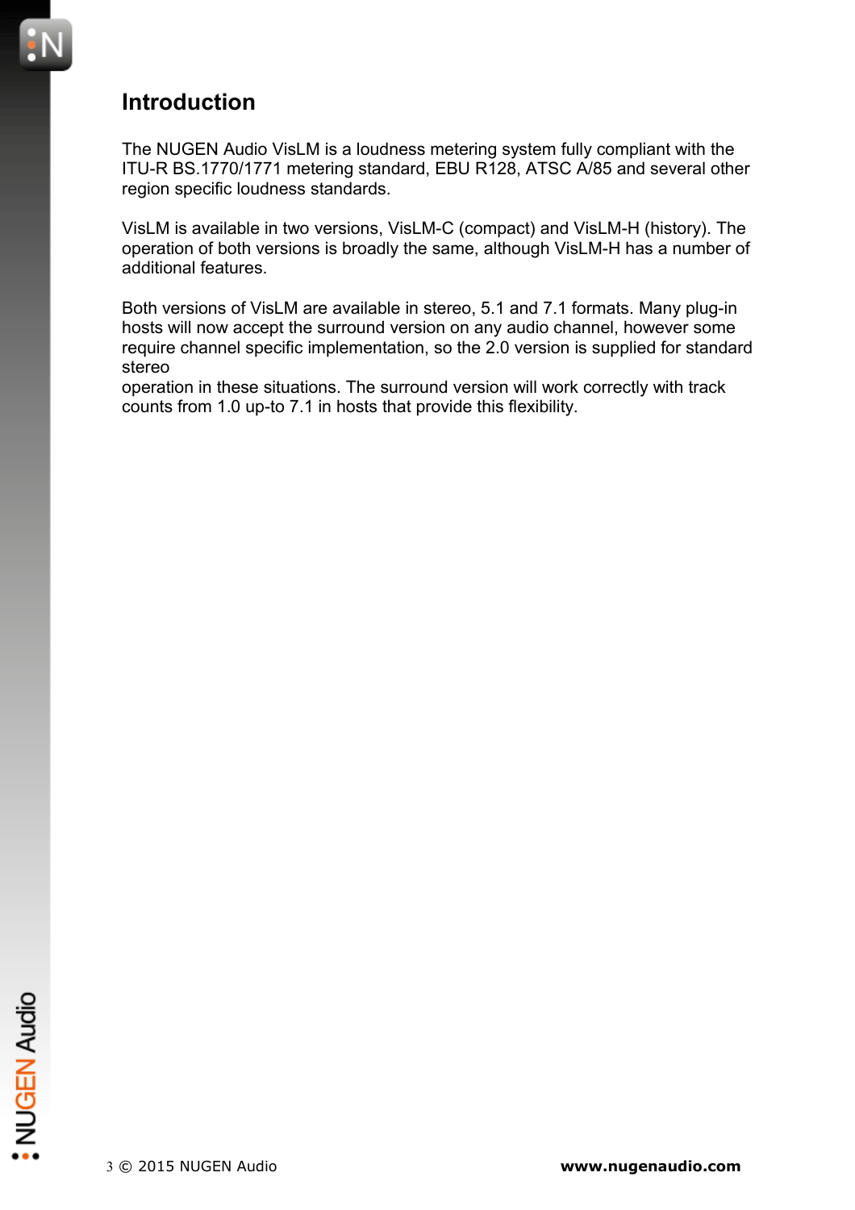## Introduction

The NUGEN Audio VisLM is a loudness metering system fully compliant with the ITU-R BS.1770/1771 metering standard, EBU R128, ATSC A/85 and several other region specific loudness standards.

VisLM is available in two versions, VisLM-C (compact) and VisLM-H (history). The operation of both versions is broadly the same, although VisLM-H has a number of additional features.

Both versions of VisLM are available in stereo, 5.1 and 7.1 formats. Many plug-in hosts will now accept the surround version on any audio channel, however some require channel specific implementation, so the 2.0 version is supplied for standard stereo
operation in these situations. The surround version will work correctly with track counts from 1.0 up-to 7.1 in hosts that provide this flexibility.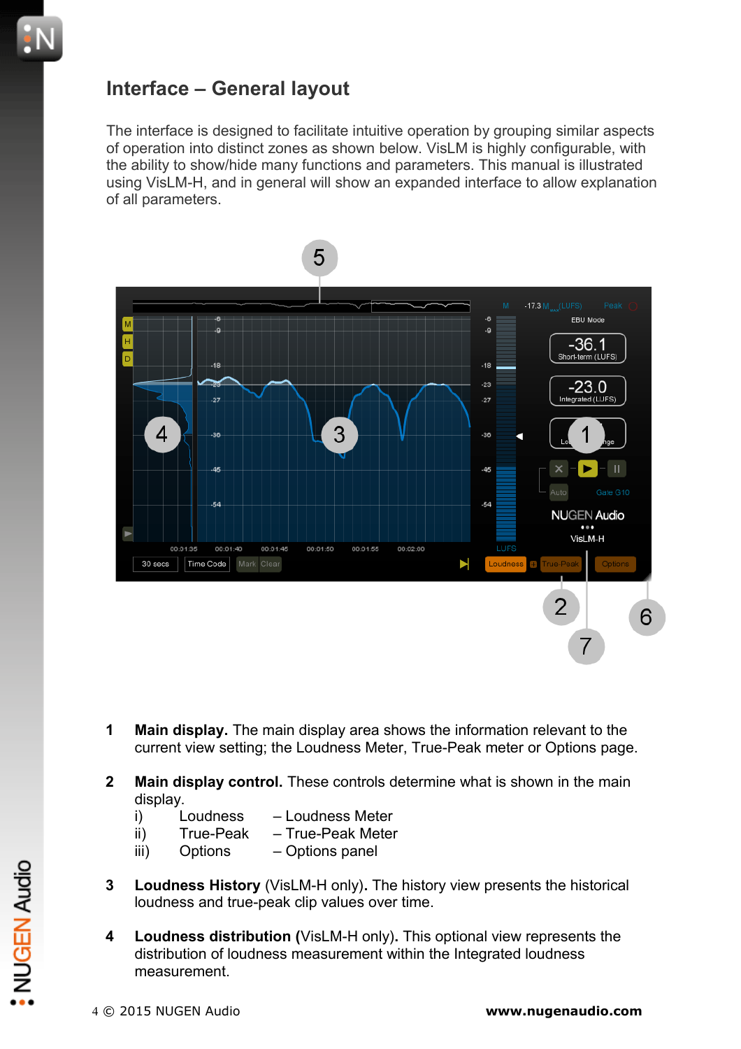## Interface – General layout

The interface is designed to facilitate intuitive operation by grouping similar aspects of operation into distinct zones as shown below. VisLM is highly configurable, with the ability to show/hide many functions and parameters. This manual is illustrated using VisLM-H, and in general will show an expanded interface to allow explanation of all parameters.

1 **Main display.** The main display area shows the information relevant to the current view setting; the Loudness Meter, True-Peak meter or Options page.

2 **Main display control.** These controls determine what is shown in the main display.

| | | |
|---|---|---|
| i) | Loudness | – Loudness Meter |
| ii) | True-Peak | – True-Peak Meter |
| iii) | Options | – Options panel |

3 **Loudness History** (VisLM-H only)**.** The history view presents the historical loudness and true-peak clip values over time.

4 **Loudness distribution (**VisLM-H only**).** This optional view represents the distribution of loudness measurement within the Integrated loudness measurement.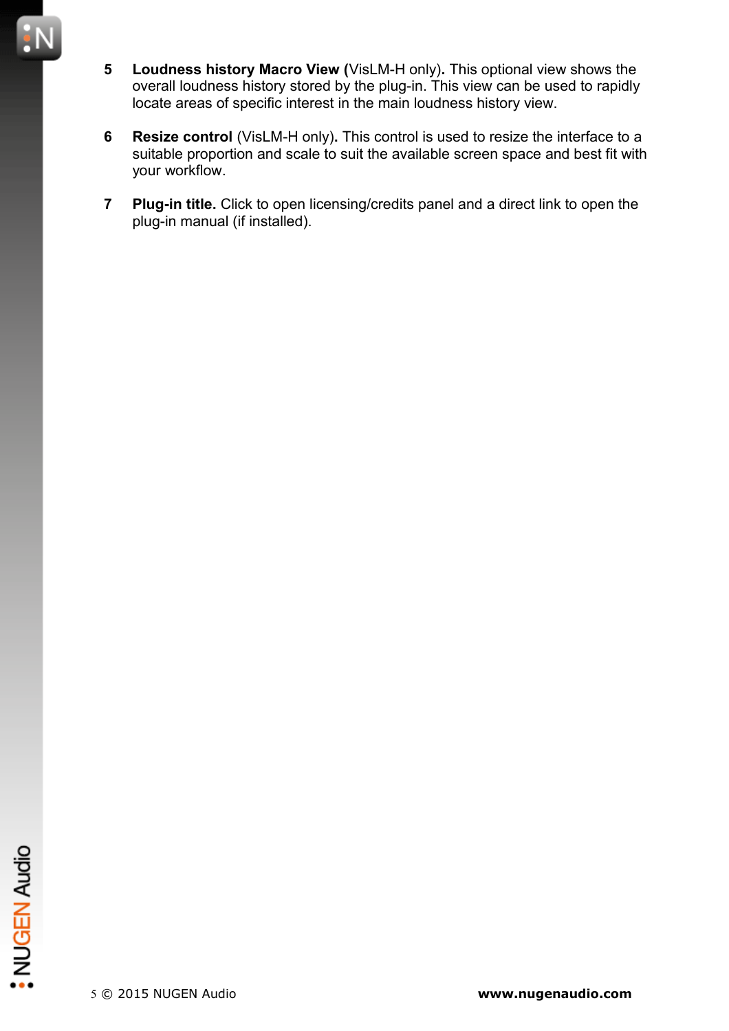5 **Loudness history Macro View (**VisLM-H only)**.** This optional view shows the overall loudness history stored by the plug-in. This view can be used to rapidly locate areas of specific interest in the main loudness history view.

6 **Resize control** (VisLM-H only)**.** This control is used to resize the interface to a suitable proportion and scale to suit the available screen space and best fit with your workflow.

7 **Plug-in title.** Click to open licensing/credits panel and a direct link to open the plug-in manual (if installed).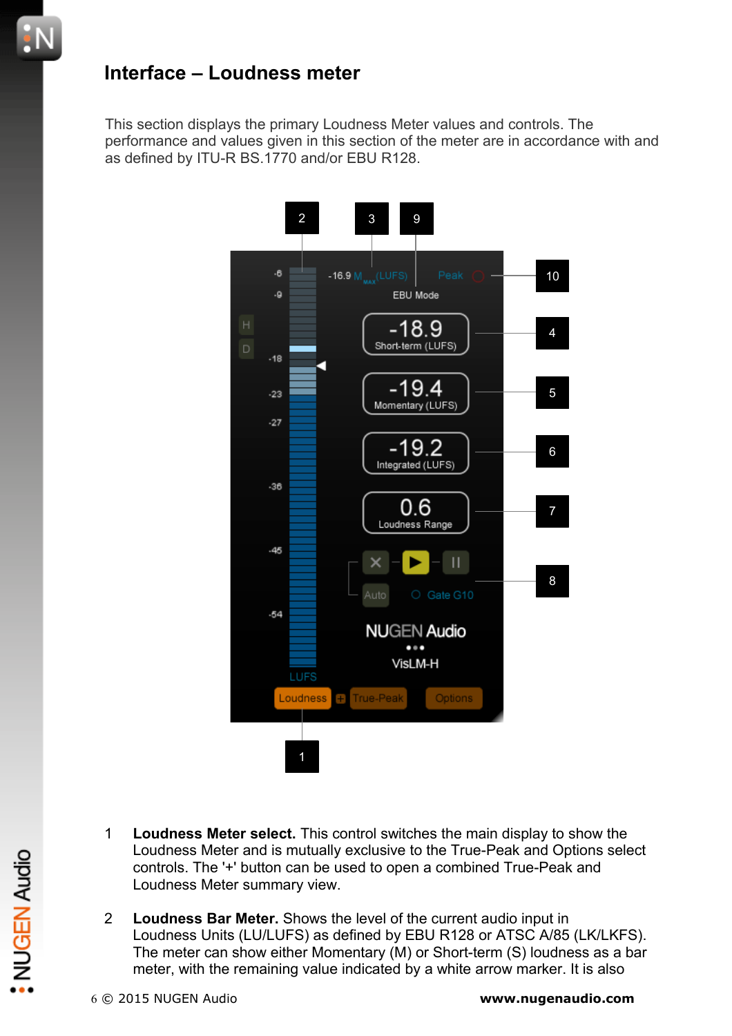## Interface – Loudness meter

This section displays the primary Loudness Meter values and controls. The performance and values given in this section of the meter are in accordance with and as defined by ITU-R BS.1770 and/or EBU R128.

1 **Loudness Meter select.** This control switches the main display to show the Loudness Meter and is mutually exclusive to the True-Peak and Options select controls. The '+' button can be used to open a combined True-Peak and Loudness Meter summary view.

2 **Loudness Bar Meter.** Shows the level of the current audio input in Loudness Units (LU/LUFS) as defined by EBU R128 or ATSC A/85 (LK/LKFS). The meter can show either Momentary (M) or Short-term (S) loudness as a bar meter, with the remaining value indicated by a white arrow marker. It is also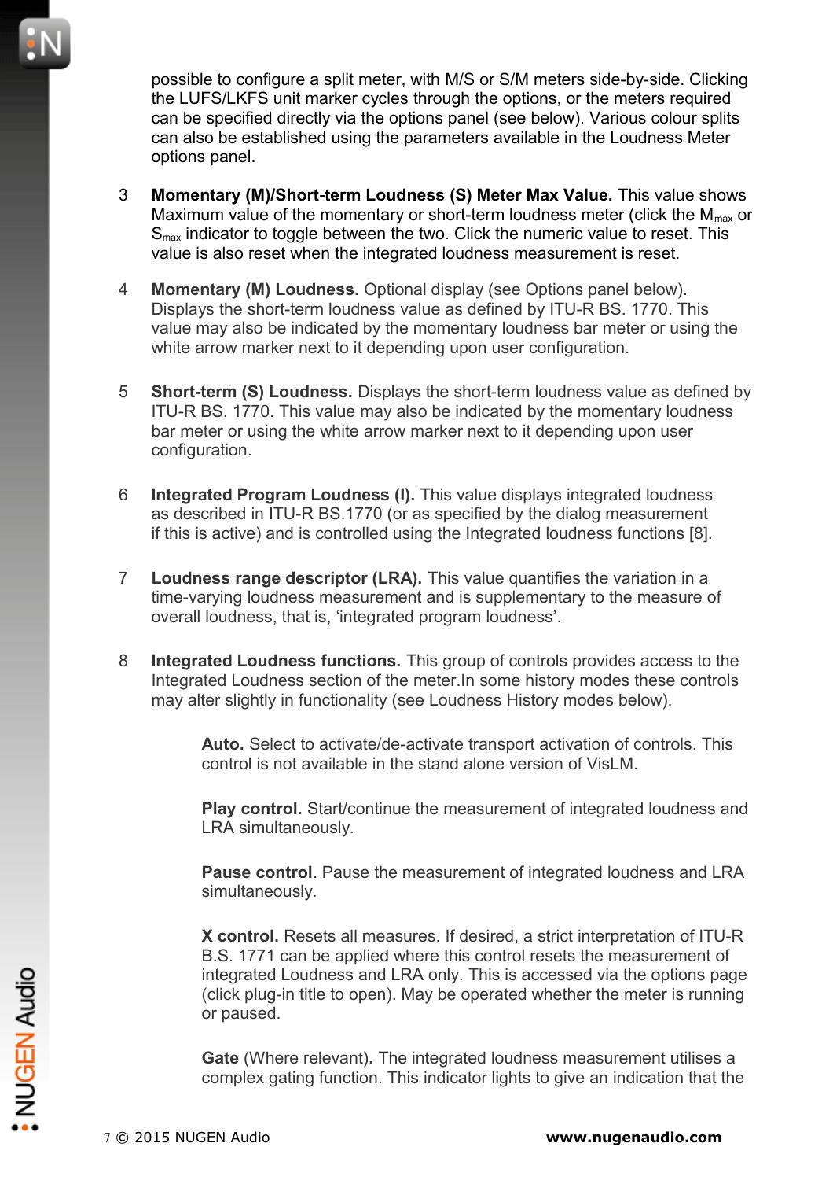possible to configure a split meter, with M/S or S/M meters side-by-side. Clicking the LUFS/LKFS unit marker cycles through the options, or the meters required can be specified directly via the options panel (see below). Various colour splits can also be established using the parameters available in the Loudness Meter options panel.

3 **Momentary (M)/Short-term Loudness (S) Meter Max Value.** This value shows Maximum value of the momentary or short-term loudness meter (click the $M_{max}$ or $S_{max}$ indicator to toggle between the two. Click the numeric value to reset. This value is also reset when the integrated loudness measurement is reset.

4 **Momentary (M) Loudness.** Optional display (see Options panel below). Displays the short-term loudness value as defined by ITU-R BS. 1770. This value may also be indicated by the momentary loudness bar meter or using the white arrow marker next to it depending upon user configuration.

5 **Short-term (S) Loudness.** Displays the short-term loudness value as defined by ITU-R BS. 1770. This value may also be indicated by the momentary loudness bar meter or using the white arrow marker next to it depending upon user configuration.

6 **Integrated Program Loudness (I).** This value displays integrated loudness as described in ITU-R BS.1770 (or as specified by the dialog measurement if this is active) and is controlled using the Integrated loudness functions [8].

7 **Loudness range descriptor (LRA).** This value quantifies the variation in a time-varying loudness measurement and is supplementary to the measure of overall loudness, that is, 'integrated program loudness'.

8 **Integrated Loudness functions.** This group of controls provides access to the Integrated Loudness section of the meter.In some history modes these controls may alter slightly in functionality (see Loudness History modes below).

**Auto.** Select to activate/de-activate transport activation of controls. This control is not available in the stand alone version of VisLM.

**Play control.** Start/continue the measurement of integrated loudness and LRA simultaneously.

**Pause control.** Pause the measurement of integrated loudness and LRA simultaneously.

**X control.** Resets all measures. If desired, a strict interpretation of ITU-R B.S. 1771 can be applied where this control resets the measurement of integrated Loudness and LRA only. This is accessed via the options page (click plug-in title to open). May be operated whether the meter is running or paused.

**Gate** (Where relevant)**.** The integrated loudness measurement utilises a complex gating function. This indicator lights to give an indication that the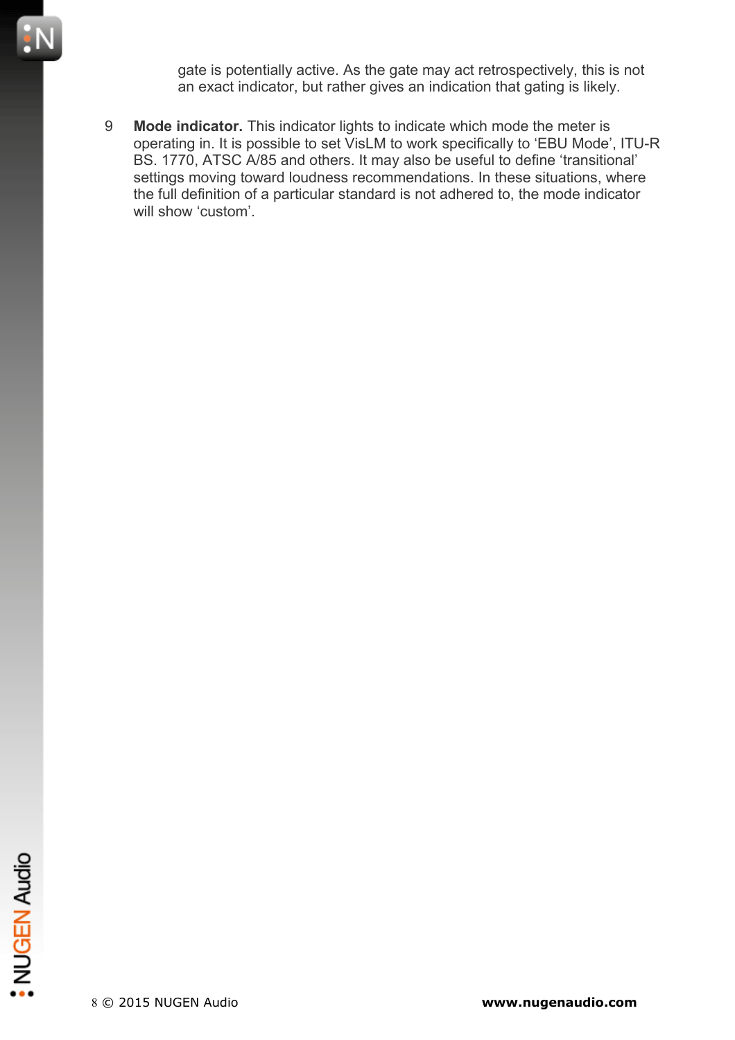gate is potentially active. As the gate may act retrospectively, this is not an exact indicator, but rather gives an indication that gating is likely.

9 **Mode indicator.** This indicator lights to indicate which mode the meter is operating in. It is possible to set VisLM to work specifically to ‘EBU Mode’, ITU-R BS. 1770, ATSC A/85 and others. It may also be useful to define ‘transitional’ settings moving toward loudness recommendations. In these situations, where the full definition of a particular standard is not adhered to, the mode indicator will show ‘custom’.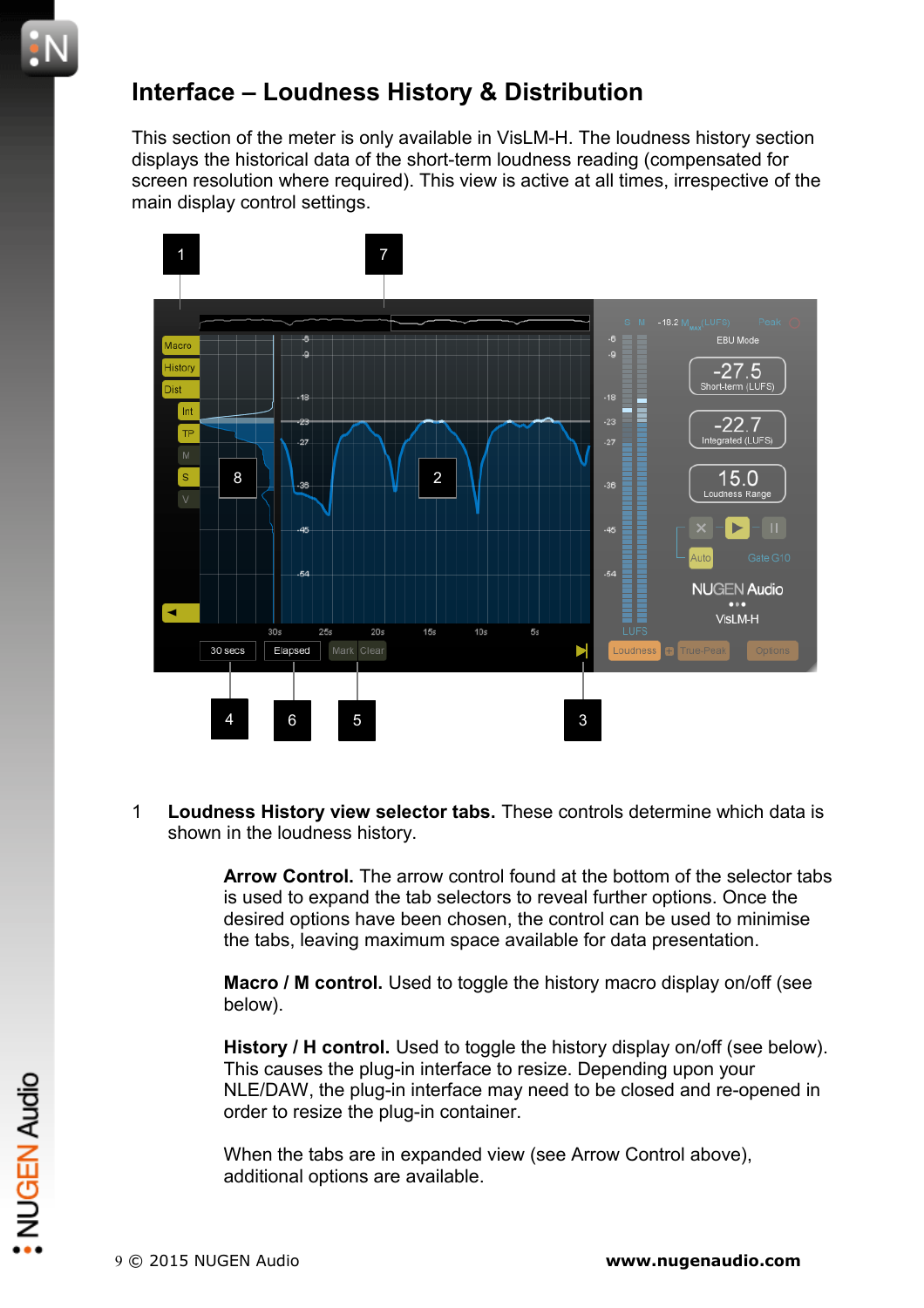# Interface – Loudness History & Distribution

This section of the meter is only available in VisLM-H. The loudness history section displays the historical data of the short-term loudness reading (compensated for screen resolution where required). This view is active at all times, irrespective of the main display control settings.

1 **Loudness History view selector tabs.** These controls determine which data is shown in the loudness history.

> **Arrow Control.** The arrow control found at the bottom of the selector tabs is used to expand the tab selectors to reveal further options. Once the desired options have been chosen, the control can be used to minimise the tabs, leaving maximum space available for data presentation.
>
> **Macro / M control.** Used to toggle the history macro display on/off (see below).
>
> **History / H control.** Used to toggle the history display on/off (see below). This causes the plug-in interface to resize. Depending upon your NLE/DAW, the plug-in interface may need to be closed and re-opened in order to resize the plug-in container.
>
> When the tabs are in expanded view (see Arrow Control above), additional options are available.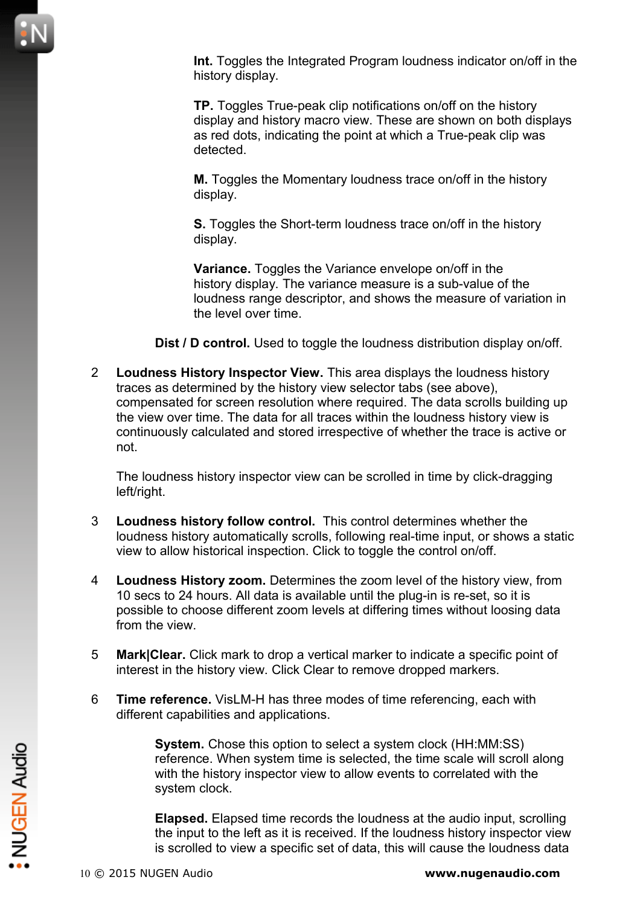**Int.** Toggles the Integrated Program loudness indicator on/off in the history display.

**TP.** Toggles True-peak clip notifications on/off on the history display and history macro view. These are shown on both displays as red dots, indicating the point at which a True-peak clip was detected.

**M.** Toggles the Momentary loudness trace on/off in the history display.

**S.** Toggles the Short-term loudness trace on/off in the history display.

**Variance.** Toggles the Variance envelope on/off in the history display. The variance measure is a sub-value of the loudness range descriptor, and shows the measure of variation in the level over time.

**Dist / D control.** Used to toggle the loudness distribution display on/off.

2 **Loudness History Inspector View.** This area displays the loudness history traces as determined by the history view selector tabs (see above), compensated for screen resolution where required. The data scrolls building up the view over time. The data for all traces within the loudness history view is continuously calculated and stored irrespective of whether the trace is active or not.

   The loudness history inspector view can be scrolled in time by click-dragging left/right.

3 **Loudness history follow control.** This control determines whether the loudness history automatically scrolls, following real-time input, or shows a static view to allow historical inspection. Click to toggle the control on/off.

4 **Loudness History zoom.** Determines the zoom level of the history view, from 10 secs to 24 hours. All data is available until the plug-in is re-set, so it is possible to choose different zoom levels at differing times without loosing data from the view.

5 **Mark|Clear.** Click mark to drop a vertical marker to indicate a specific point of interest in the history view. Click Clear to remove dropped markers.

6 **Time reference.** VisLM-H has three modes of time referencing, each with different capabilities and applications.

**System.** Chose this option to select a system clock (HH:MM:SS) reference. When system time is selected, the time scale will scroll along with the history inspector view to allow events to correlated with the system clock.

**Elapsed.** Elapsed time records the loudness at the audio input, scrolling the input to the left as it is received. If the loudness history inspector view is scrolled to view a specific set of data, this will cause the loudness data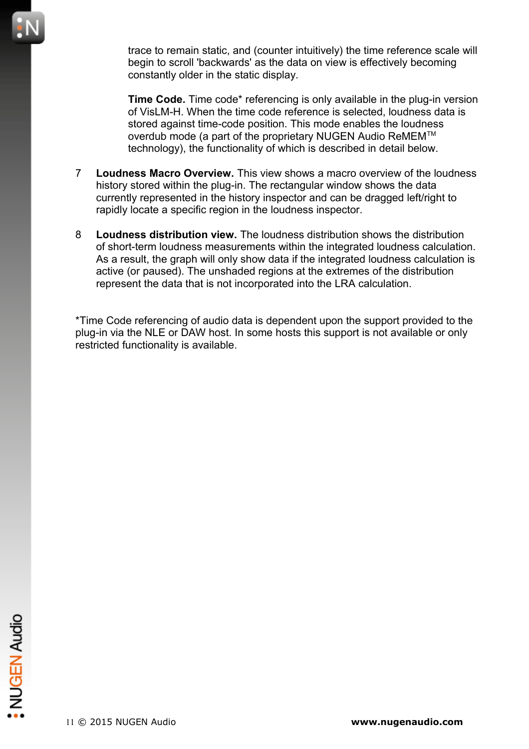trace to remain static, and (counter intuitively) the time reference scale will begin to scroll 'backwards' as the data on view is effectively becoming constantly older in the static display.

**Time Code.** Time code* referencing is only available in the plug-in version of VisLM-H. When the time code reference is selected, loudness data is stored against time-code position. This mode enables the loudness overdub mode (a part of the proprietary NUGEN Audio ReMEM™ technology), the functionality of which is described in detail below.

7 **Loudness Macro Overview.** This view shows a macro overview of the loudness history stored within the plug-in. The rectangular window shows the data currently represented in the history inspector and can be dragged left/right to rapidly locate a specific region in the loudness inspector.

8 **Loudness distribution view.** The loudness distribution shows the distribution of short-term loudness measurements within the integrated loudness calculation. As a result, the graph will only show data if the integrated loudness calculation is active (or paused). The unshaded regions at the extremes of the distribution represent the data that is not incorporated into the LRA calculation.

*Time Code referencing of audio data is dependent upon the support provided to the plug-in via the NLE or DAW host. In some hosts this support is not available or only restricted functionality is available.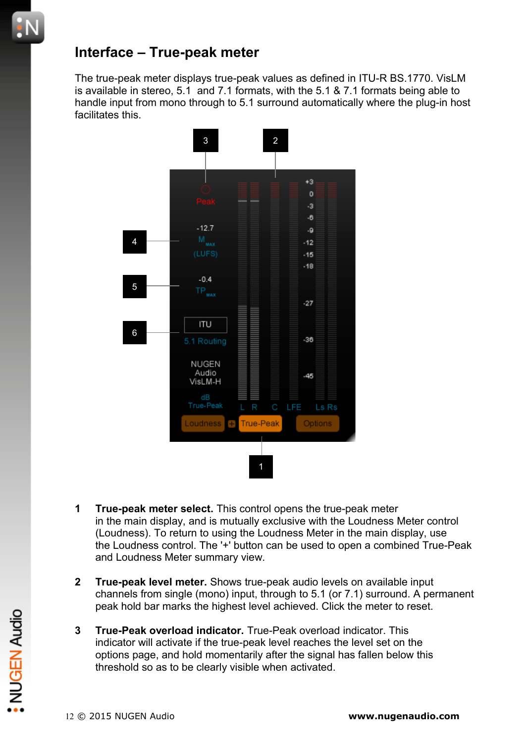# Interface – True-peak meter

The true-peak meter displays true-peak values as defined in ITU-R BS.1770. VisLM is available in stereo, 5.1 and 7.1 formats, with the 5.1 & 7.1 formats being able to handle input from mono through to 5.1 surround automatically where the plug-in host facilitates this.

1 **True-peak meter select.** This control opens the true-peak meter in the main display, and is mutually exclusive with the Loudness Meter control (Loudness). To return to using the Loudness Meter in the main display, use the Loudness control. The '+' button can be used to open a combined True-Peak and Loudness Meter summary view.

2 **True-peak level meter.** Shows true-peak audio levels on available input channels from single (mono) input, through to 5.1 (or 7.1) surround. A permanent peak hold bar marks the highest level achieved. Click the meter to reset.

3 **True-Peak overload indicator.** True-Peak overload indicator. This indicator will activate if the true-peak level reaches the level set on the options page, and hold momentarily after the signal has fallen below this threshold so as to be clearly visible when activated.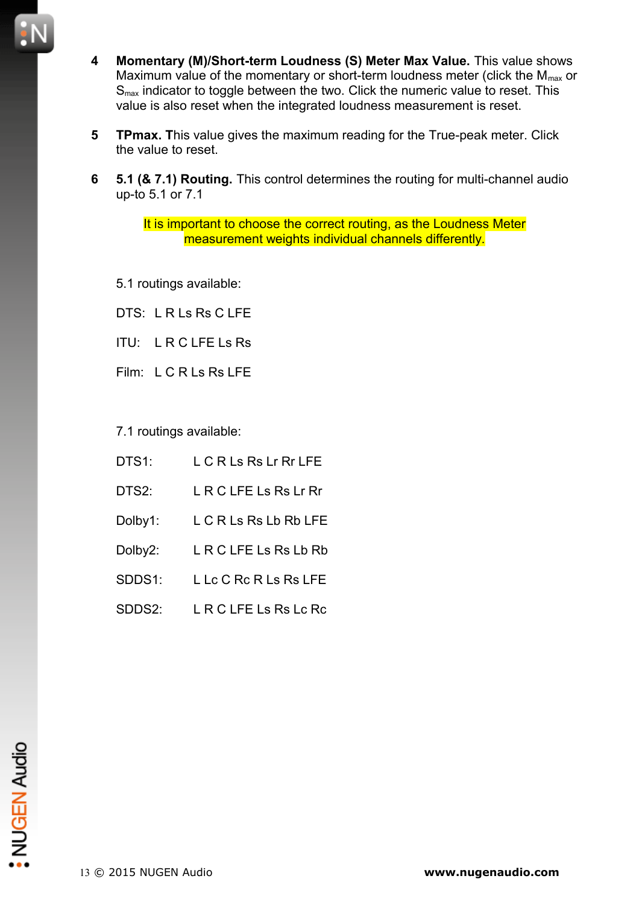4 **Momentary (M)/Short-term Loudness (S) Meter Max Value.** This value shows Maximum value of the momentary or short-term loudness meter (click the $M_{max}$ or $S_{max}$ indicator to toggle between the two. Click the numeric value to reset. This value is also reset when the integrated loudness measurement is reset.

5 **TPmax. T**his value gives the maximum reading for the True-peak meter. Click the value to reset.

6 **5.1 (& 7.1) Routing.** This control determines the routing for multi-channel audio up-to 5.1 or 7.1

It is important to choose the correct routing, as the Loudness Meter measurement weights individual channels differently.

5.1 routings available:

DTS: L R Ls Rs C LFE

ITU: L R C LFE Ls Rs

Film: L C R Ls Rs LFE

7.1 routings available:

DTS1: L C R Ls Rs Lr Rr LFE

DTS2: L R C LFE Ls Rs Lr Rr

Dolby1: L C R Ls Rs Lb Rb LFE

Dolby2: L R C LFE Ls Rs Lb Rb

SDDS1: L Lc C Rc R Ls Rs LFE

SDDS2: L R C LFE Ls Rs Lc Rc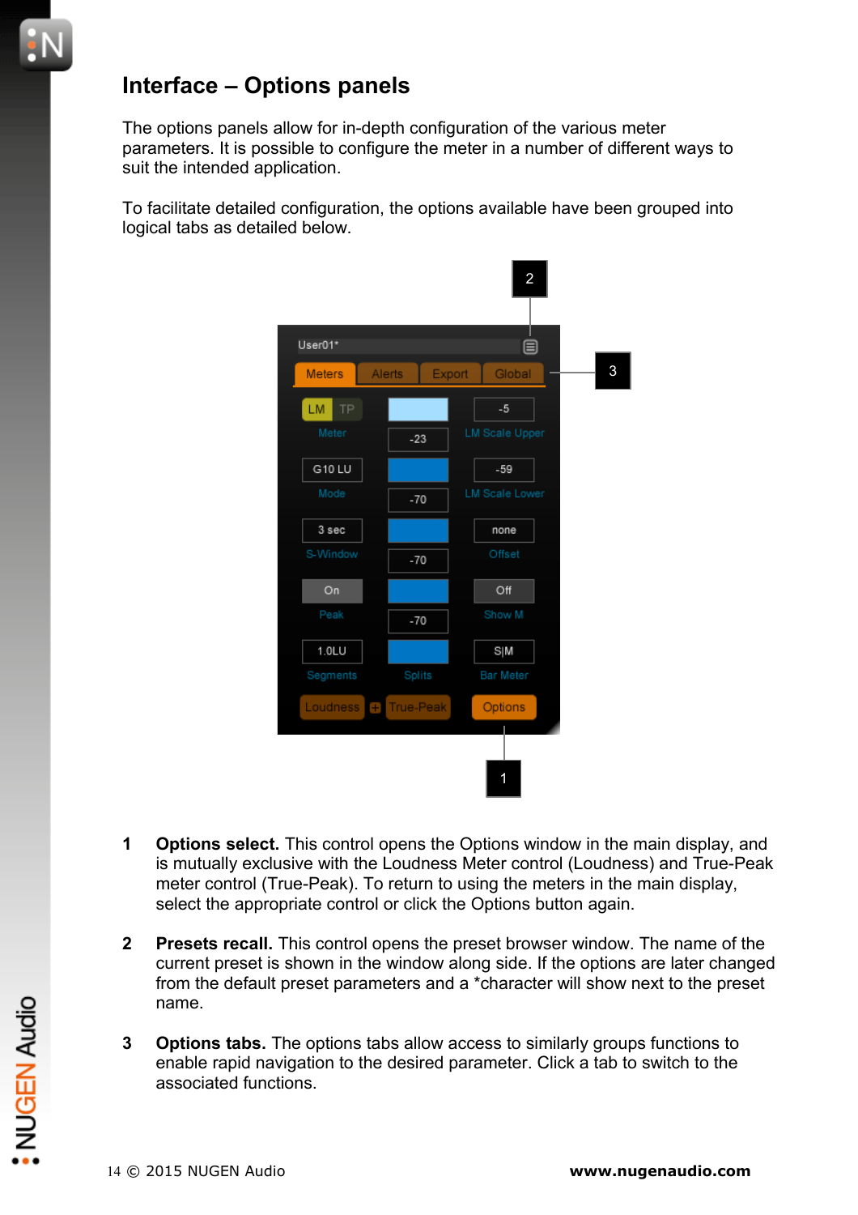# Interface – Options panels

The options panels allow for in-depth configuration of the various meter parameters. It is possible to configure the meter in a number of different ways to suit the intended application.

To facilitate detailed configuration, the options available have been grouped into logical tabs as detailed below.

1 **Options select.** This control opens the Options window in the main display, and is mutually exclusive with the Loudness Meter control (Loudness) and True-Peak meter control (True-Peak). To return to using the meters in the main display, select the appropriate control or click the Options button again.

2 **Presets recall.** This control opens the preset browser window. The name of the current preset is shown in the window along side. If the options are later changed from the default preset parameters and a *character will show next to the preset name.

3 **Options tabs.** The options tabs allow access to similarly groups functions to enable rapid navigation to the desired parameter. Click a tab to switch to the associated functions.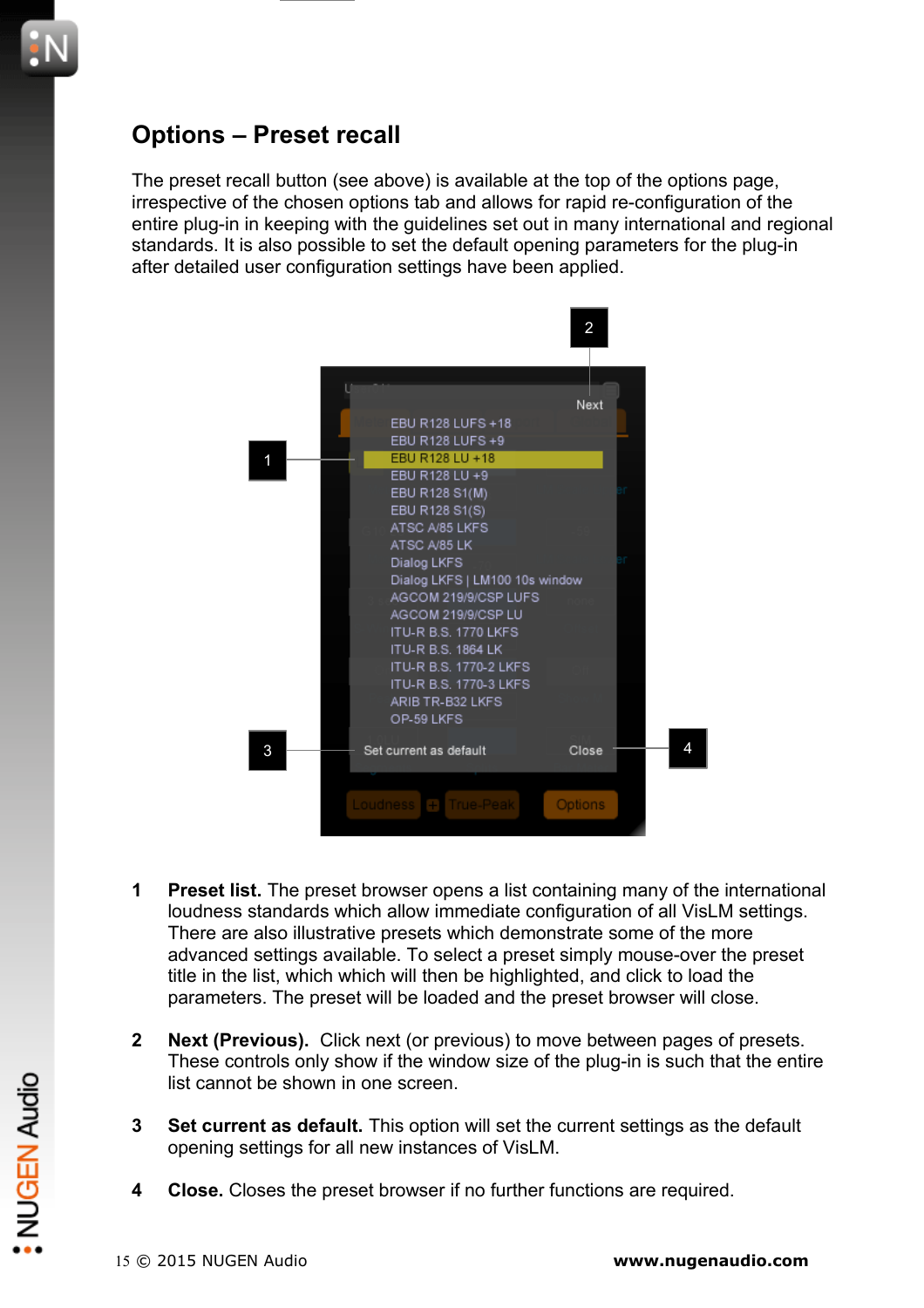## Options – Preset recall

The preset recall button (see above) is available at the top of the options page, irrespective of the chosen options tab and allows for rapid re-configuration of the entire plug-in in keeping with the guidelines set out in many international and regional standards. It is also possible to set the default opening parameters for the plug-in after detailed user configuration settings have been applied.

1 **Preset list.** The preset browser opens a list containing many of the international loudness standards which allow immediate configuration of all VisLM settings. There are also illustrative presets which demonstrate some of the more advanced settings available. To select a preset simply mouse-over the preset title in the list, which which will then be highlighted, and click to load the parameters. The preset will be loaded and the preset browser will close.

2 **Next (Previous).** Click next (or previous) to move between pages of presets. These controls only show if the window size of the plug-in is such that the entire list cannot be shown in one screen.

3 **Set current as default.** This option will set the current settings as the default opening settings for all new instances of VisLM.

4 **Close.** Closes the preset browser if no further functions are required.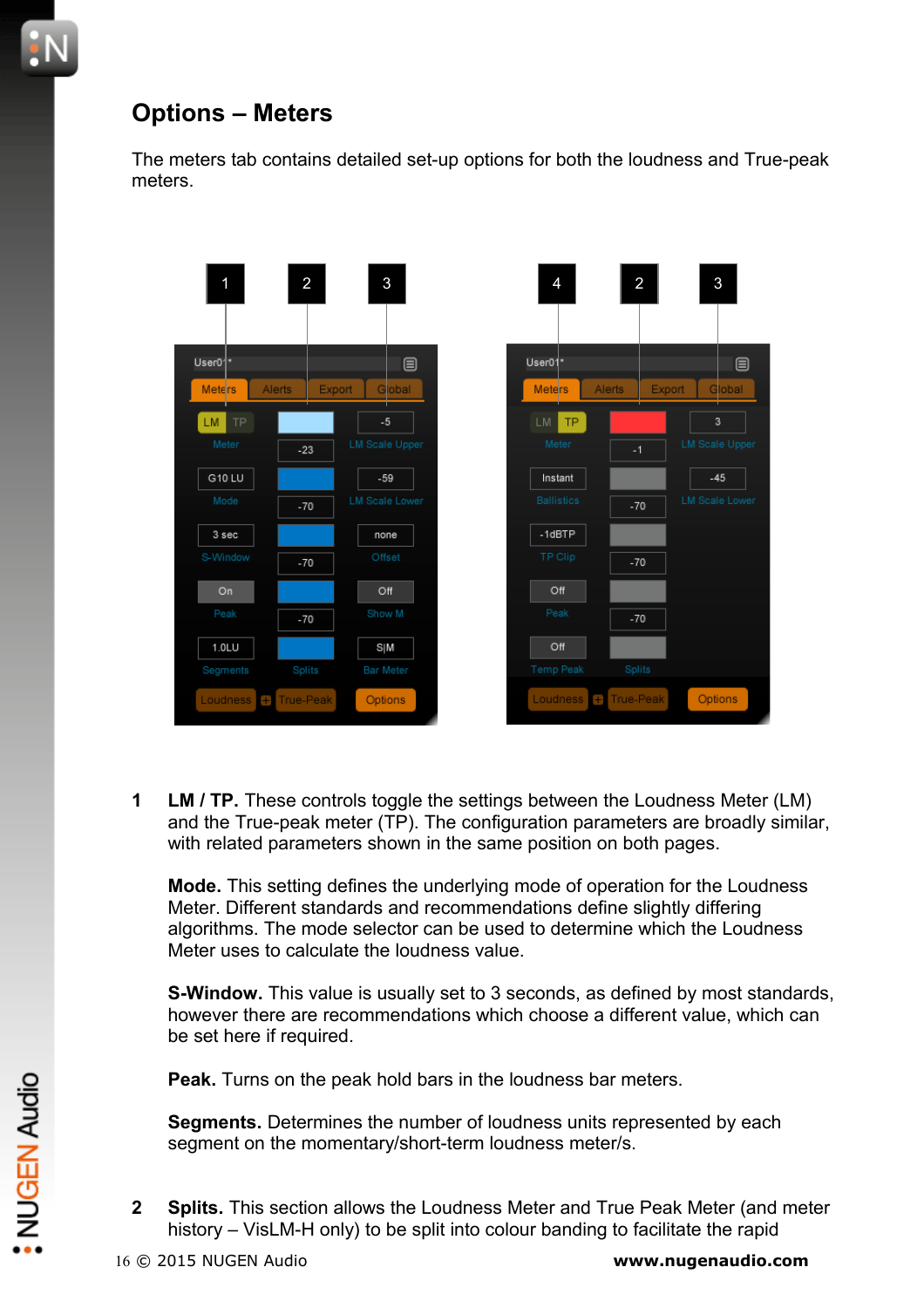## Options – Meters

The meters tab contains detailed set-up options for both the loudness and True-peak meters.

1 **LM / TP.** These controls toggle the settings between the Loudness Meter (LM) and the True-peak meter (TP). The configuration parameters are broadly similar, with related parameters shown in the same position on both pages.

**Mode.** This setting defines the underlying mode of operation for the Loudness Meter. Different standards and recommendations define slightly differing algorithms. The mode selector can be used to determine which the Loudness Meter uses to calculate the loudness value.

**S-Window.** This value is usually set to 3 seconds, as defined by most standards, however there are recommendations which choose a different value, which can be set here if required.

**Peak.** Turns on the peak hold bars in the loudness bar meters.

**Segments.** Determines the number of loudness units represented by each segment on the momentary/short-term loudness meter/s.

2 **Splits.** This section allows the Loudness Meter and True Peak Meter (and meter history – VisLM-H only) to be split into colour banding to facilitate the rapid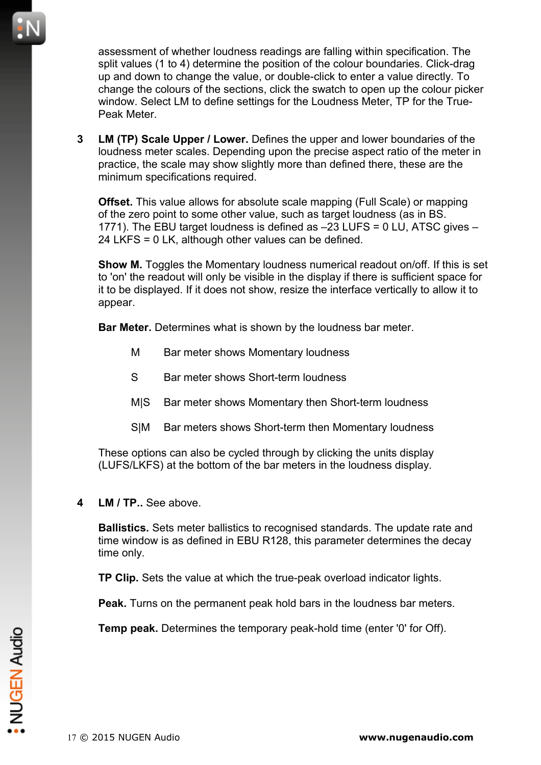assessment of whether loudness readings are falling within specification. The split values (1 to 4) determine the position of the colour boundaries. Click-drag up and down to change the value, or double-click to enter a value directly. To change the colours of the sections, click the swatch to open up the colour picker window. Select LM to define settings for the Loudness Meter, TP for the True-Peak Meter.

3 **LM (TP) Scale Upper / Lower.** Defines the upper and lower boundaries of the loudness meter scales. Depending upon the precise aspect ratio of the meter in practice, the scale may show slightly more than defined there, these are the minimum specifications required.

**Offset.** This value allows for absolute scale mapping (Full Scale) or mapping of the zero point to some other value, such as target loudness (as in BS. 1771). The EBU target loudness is defined as –23 LUFS = 0 LU, ATSC gives –24 LKFS = 0 LK, although other values can be defined.

**Show M.** Toggles the Momentary loudness numerical readout on/off. If this is set to 'on' the readout will only be visible in the display if there is sufficient space for it to be displayed. If it does not show, resize the interface vertically to allow it to appear.

**Bar Meter.** Determines what is shown by the loudness bar meter.

- M Bar meter shows Momentary loudness
- S Bar meter shows Short-term loudness
- M|S Bar meter shows Momentary then Short-term loudness
- S|M Bar meters shows Short-term then Momentary loudness

These options can also be cycled through by clicking the units display (LUFS/LKFS) at the bottom of the bar meters in the loudness display.

4 **LM / TP..** See above.

**Ballistics.** Sets meter ballistics to recognised standards. The update rate and time window is as defined in EBU R128, this parameter determines the decay time only.

**TP Clip.** Sets the value at which the true-peak overload indicator lights.

**Peak.** Turns on the permanent peak hold bars in the loudness bar meters.

**Temp peak.** Determines the temporary peak-hold time (enter '0' for Off).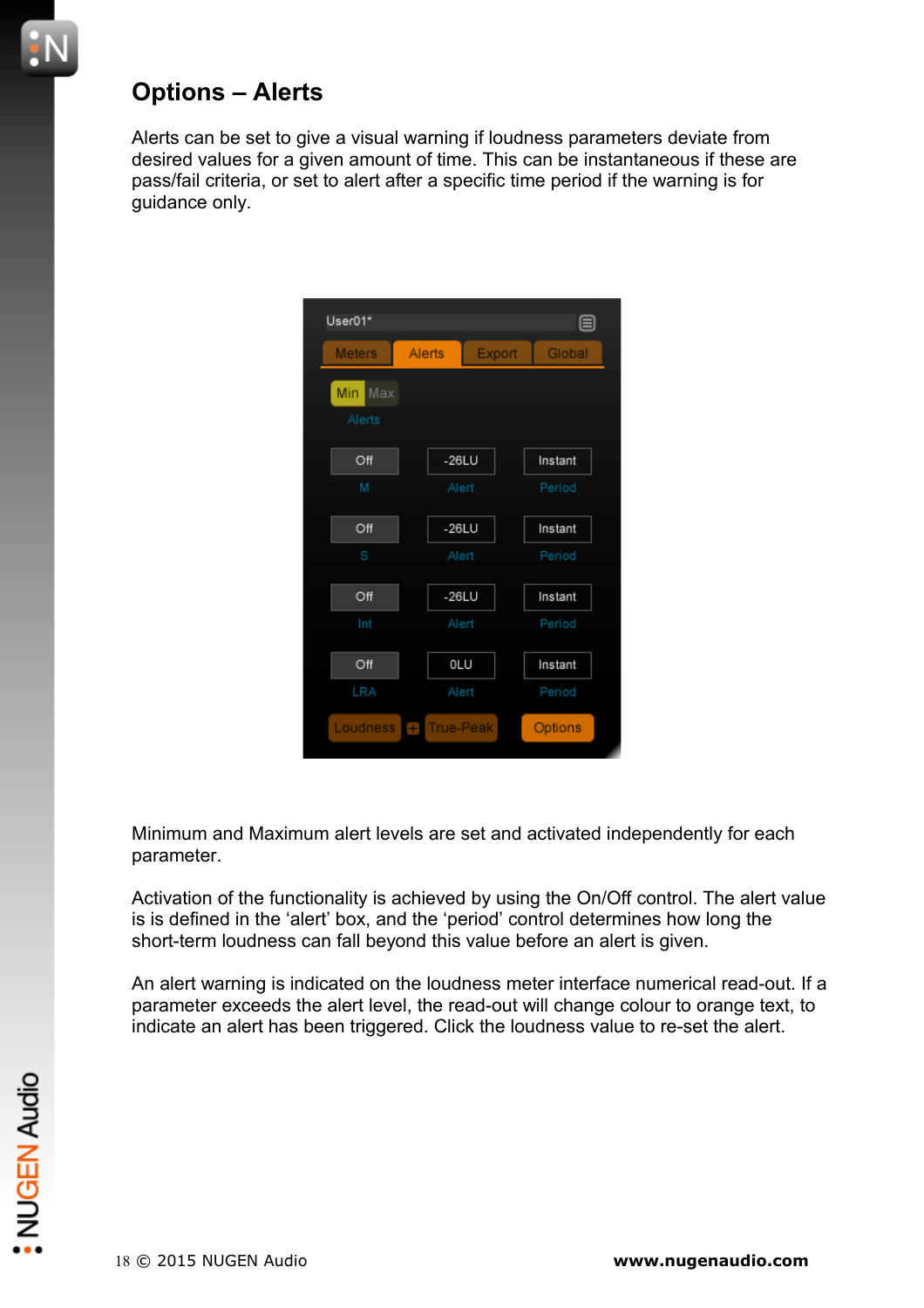## Options – Alerts

Alerts can be set to give a visual warning if loudness parameters deviate from desired values for a given amount of time. This can be instantaneous if these are pass/fail criteria, or set to alert after a specific time period if the warning is for guidance only.

Minimum and Maximum alert levels are set and activated independently for each parameter.

Activation of the functionality is achieved by using the On/Off control. The alert value is is defined in the 'alert' box, and the 'period' control determines how long the short-term loudness can fall beyond this value before an alert is given.

An alert warning is indicated on the loudness meter interface numerical read-out. If a parameter exceeds the alert level, the read-out will change colour to orange text, to indicate an alert has been triggered. Click the loudness value to re-set the alert.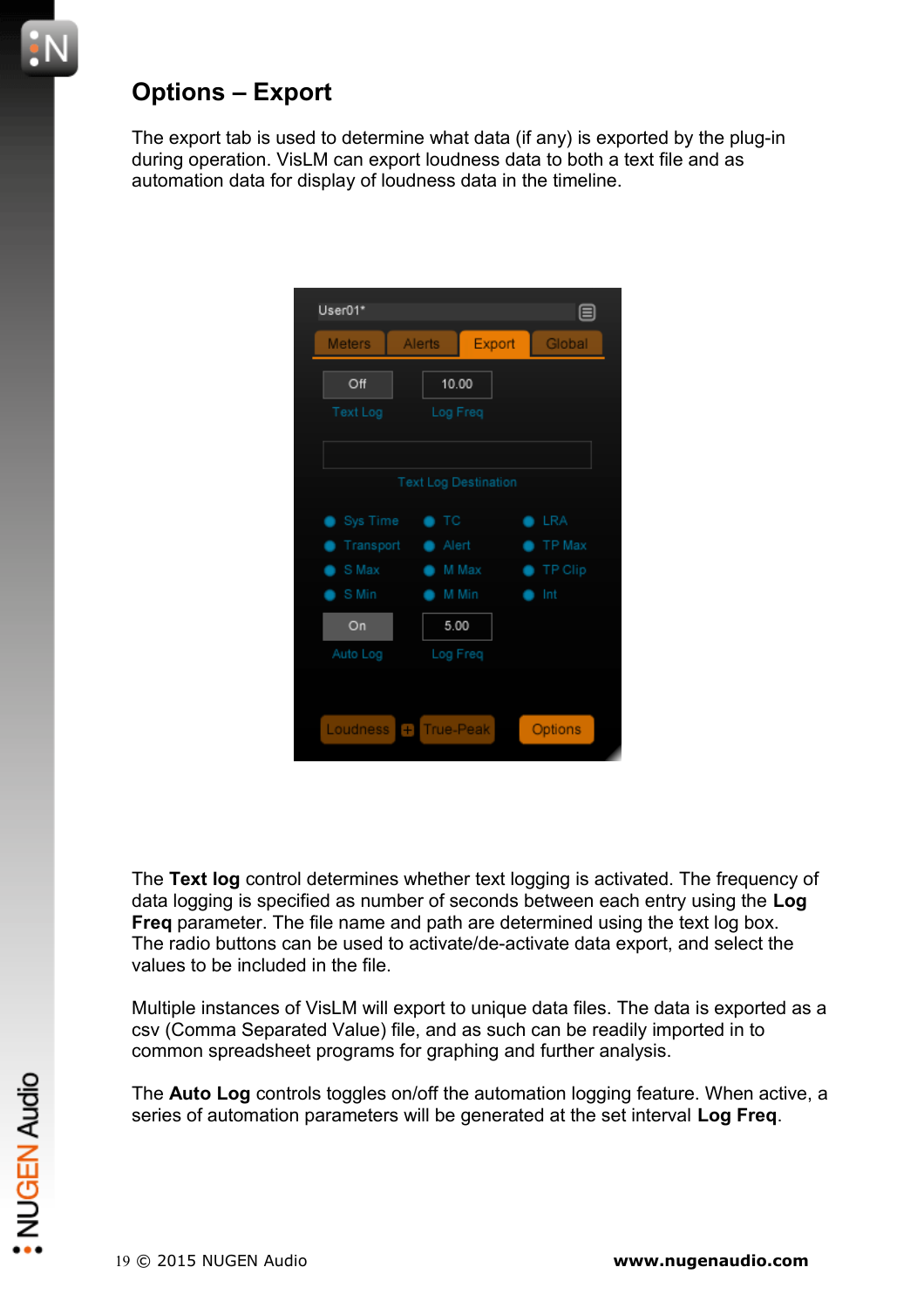## Options – Export

The export tab is used to determine what data (if any) is exported by the plug-in during operation. VisLM can export loudness data to both a text file and as automation data for display of loudness data in the timeline.

The **Text log** control determines whether text logging is activated. The frequency of data logging is specified as number of seconds between each entry using the **Log Freq** parameter. The file name and path are determined using the text log box. The radio buttons can be used to activate/de-activate data export, and select the values to be included in the file.

Multiple instances of VisLM will export to unique data files. The data is exported as a csv (Comma Speradated Value) file, and as such can be readily imported in to common spreadsheet programs for graphing and further analysis.

The **Auto Log** controls toggles on/off the automation logging feature. When active, a series of automation parameters will be generated at the set interval **Log Freq**.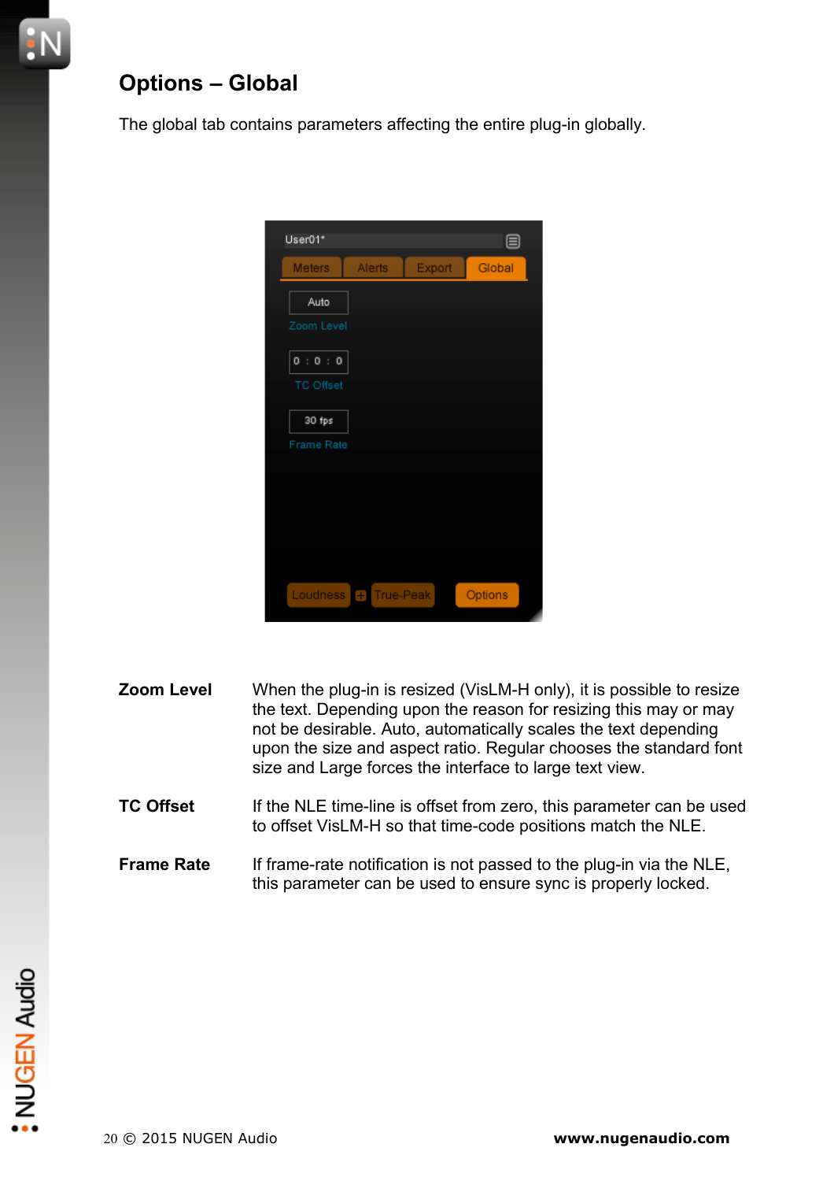# Options – Global

The global tab contains parameters affecting the entire plug-in globally.

**Zoom Level** When the plug-in is resized (VisLM-H only), it is possible to resize the text. Depending upon the reason for resizing this may or may not be desirable. Auto, automatically scales the text depending upon the size and aspect ratio. Regular chooses the standard font size and Large forces the interface to large text view.

**TC Offset** If the NLE time-line is offset from zero, this parameter can be used to offset VisLM-H so that time-code positions match the NLE.

**Frame Rate** If frame-rate notification is not passed to the plug-in via the NLE, this parameter can be used to ensure sync is properly locked.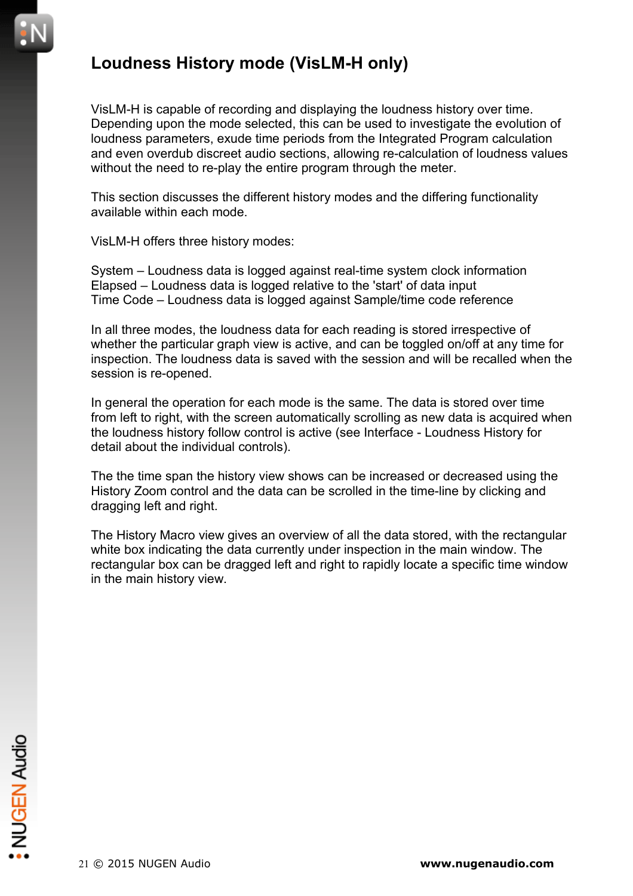# Loudness History mode (VisLM-H only)

VisLM-H is capable of recording and displaying the loudness history over time. Depending upon the mode selected, this can be used to investigate the evolution of loudness parameters, exude time periods from the Integrated Program calculation and even overdub discreet audio sections, allowing re-calculation of loudness values without the need to re-play the entire program through the meter.

This section discusses the different history modes and the differing functionality available within each mode.

VisLM-H offers three history modes:

System – Loudness data is logged against real-time system clock information
Elapsed – Loudness data is logged relative to the 'start' of data input
Time Code – Loudness data is logged against Sample/time code reference

In all three modes, the loudness data for each reading is stored irrespective of whether the particular graph view is active, and can be toggled on/off at any time for inspection. The loudness data is saved with the session and will be recalled when the session is re-opened.

In general the operation for each mode is the same. The data is stored over time from left to right, with the screen automatically scrolling as new data is acquired when the loudness history follow control is active (see Interface - Loudness History for detail about the individual controls).

The the time span the history view shows can be increased or decreased using the History Zoom control and the data can be scrolled in the time-line by clicking and dragging left and right.

The History Macro view gives an overview of all the data stored, with the rectangular white box indicating the data currently under inspection in the main window. The rectangular box can be dragged left and right to rapidly locate a specific time window in the main history view.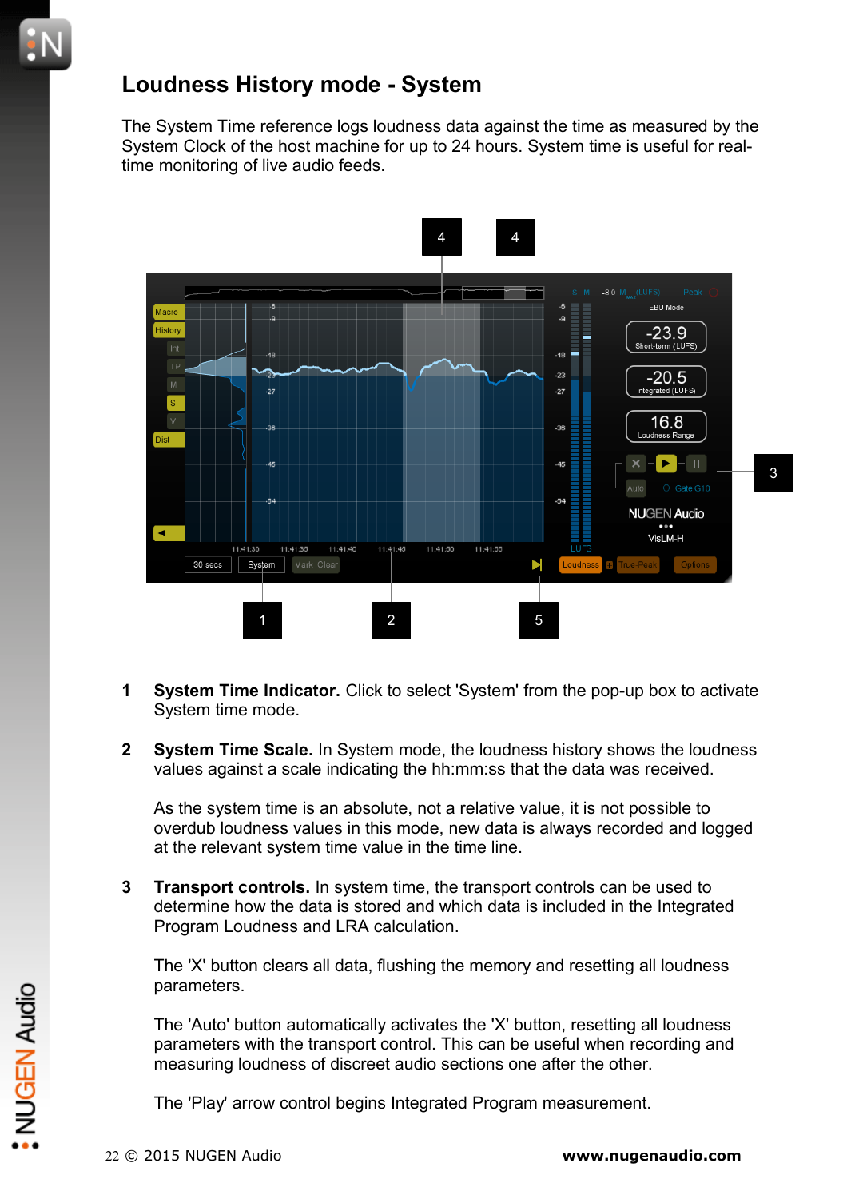# Loudness History mode - System

The System Time reference logs loudness data against the time as measured by the System Clock of the host machine for up to 24 hours. System time is useful for real-time monitoring of live audio feeds.

1 **System Time Indicator.** Click to select 'System' from the pop-up box to activate System time mode.

2 **System Time Scale.** In System mode, the loudness history shows the loudness values against a scale indicating the hh:mm:ss that the data was received.

As the system time is an absolute, not a relative value, it is not possible to overdub loudness values in this mode, new data is always recorded and logged at the relevant system time value in the time line.

3 **Transport controls.** In system time, the transport controls can be used to determine how the data is stored and which data is included in the Integrated Program Loudness and LRA calculation.

The 'X' button clears all data, flushing the memory and resetting all loudness parameters.

The 'Auto' button automatically activates the 'X' button, resetting all loudness parameters with the transport control. This can be useful when recording and measuring loudness of discreet audio sections one after the other.

The 'Play' arrow control begins Integrated Program measurement.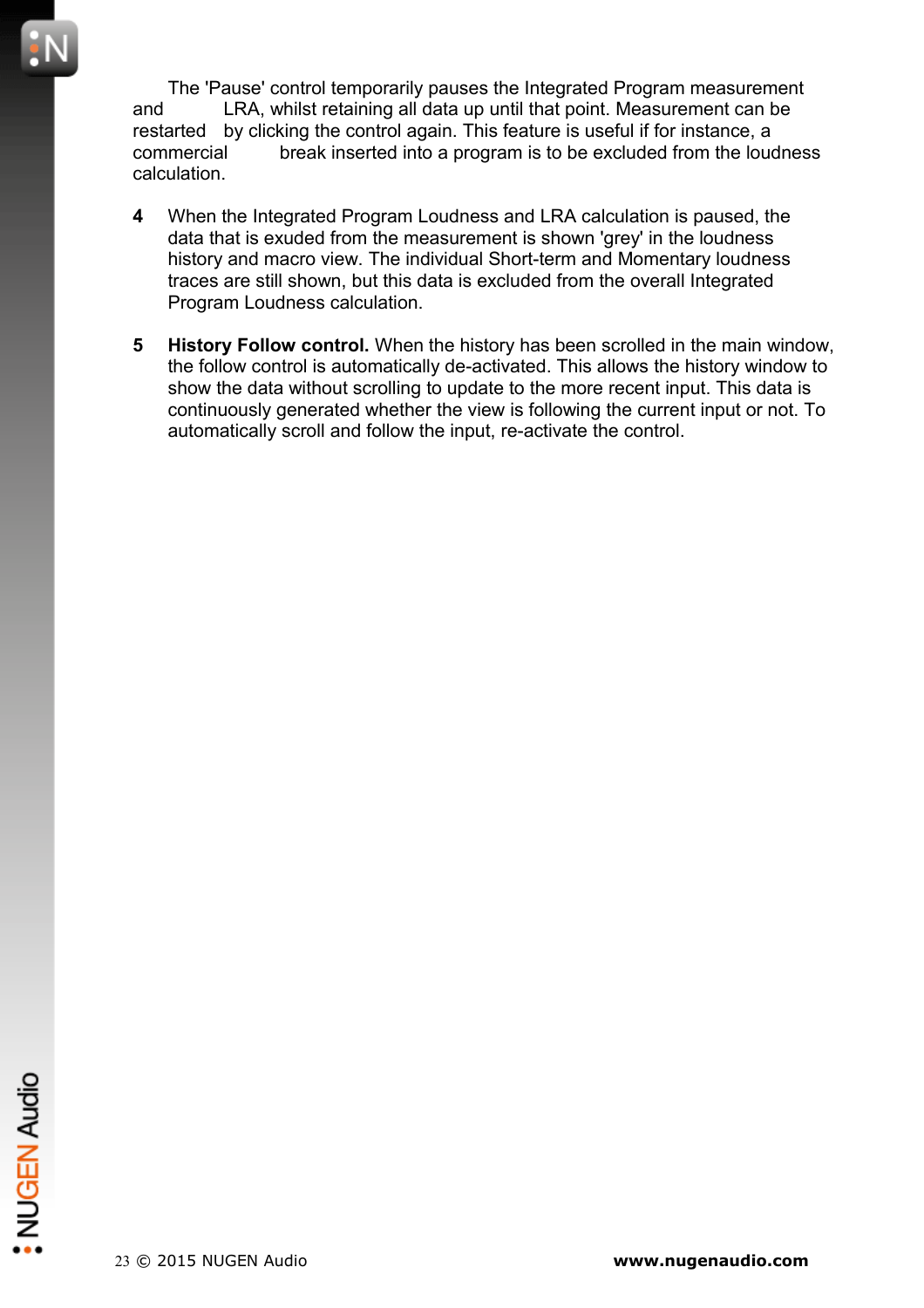The 'Pause' control temporarily pauses the Integrated Program measurement and LRA, whilst retaining all data up until that point. Measurement can be restarted by clicking the control again. This feature is useful if for instance, a commercial break inserted into a program is to be excluded from the loudness calculation.

4. When the Integrated Program Loudness and LRA calculation is paused, the data that is exuded from the measurement is shown 'grey' in the loudness history and macro view. The individual Short-term and Momentary loudness traces are still shown, but this data is excluded from the overall Integrated Program Loudness calculation.

5. **History Follow control.** When the history has been scrolled in the main window, the follow control is automatically de-activated. This allows the history window to show the data without scrolling to update to the more recent input. This data is continuously generated whether the view is following the current input or not. To automatically scroll and follow the input, re-activate the control.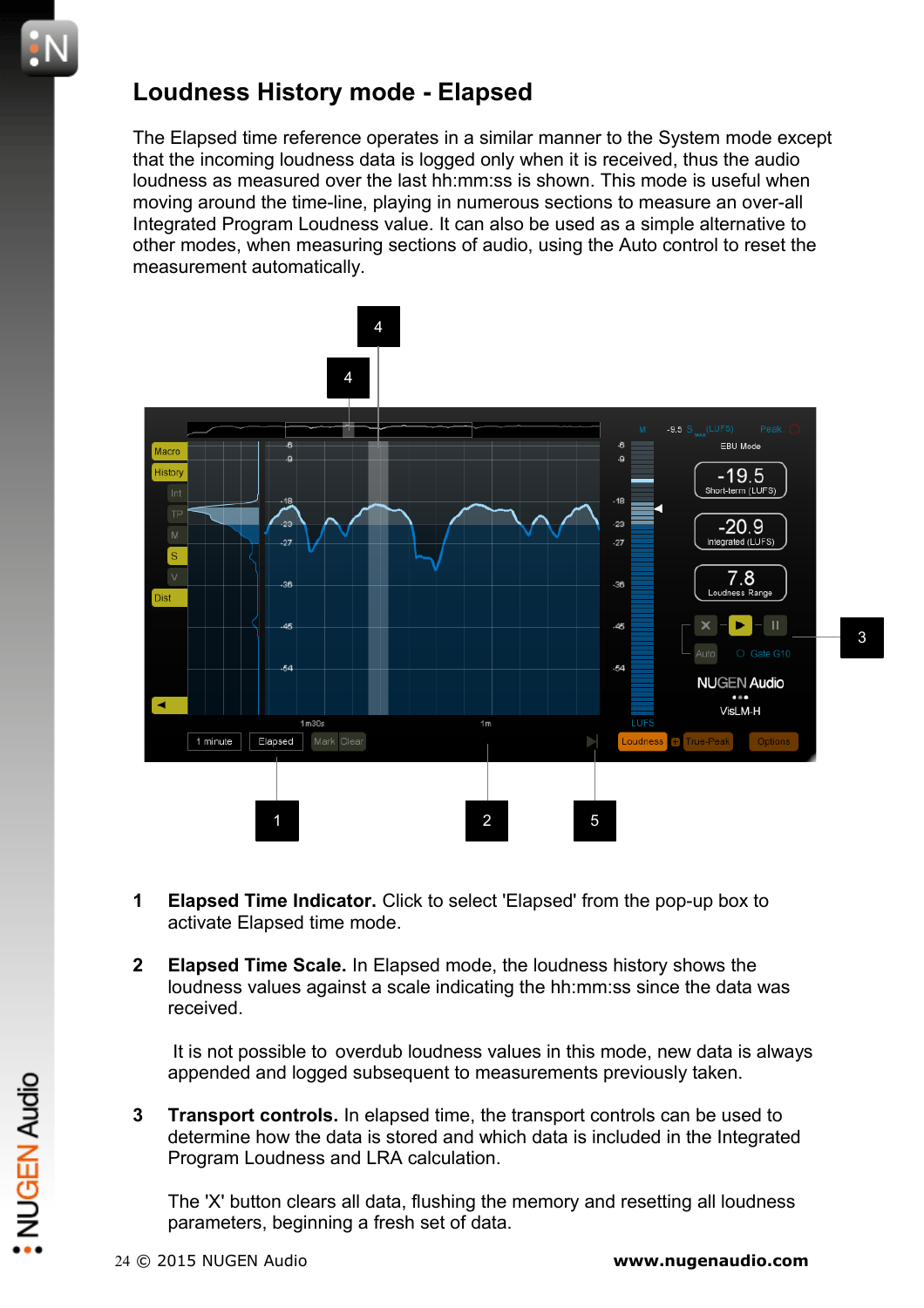## Loudness History mode - Elapsed

The Elapsed time reference operates in a similar manner to the System mode except that the incoming loudness data is logged only when it is received, thus the audio loudness as measured over the last hh:mm:ss is shown. This mode is useful when moving around the time-line, playing in numerous sections to measure an over-all Integrated Program Loudness value. It can also be used as a simple alternative to other modes, when measuring sections of audio, using the Auto control to reset the measurement automatically.

1. **Elapsed Time Indicator.** Click to select 'Elapsed' from the pop-up box to activate Elapsed time mode.

2. **Elapsed Time Scale.** In Elapsed mode, the loudness history shows the loudness values against a scale indicating the hh:mm:ss since the data was received.

   It is not possible to overdub loudness values in this mode, new data is always appended and logged subsequent to measurements previously taken.

3. **Transport controls.** In elapsed time, the transport controls can be used to determine how the data is stored and which data is included in the Integrated Program Loudness and LRA calculation.

   The 'X' button clears all data, flushing the memory and resetting all loudness parameters, beginning a fresh set of data.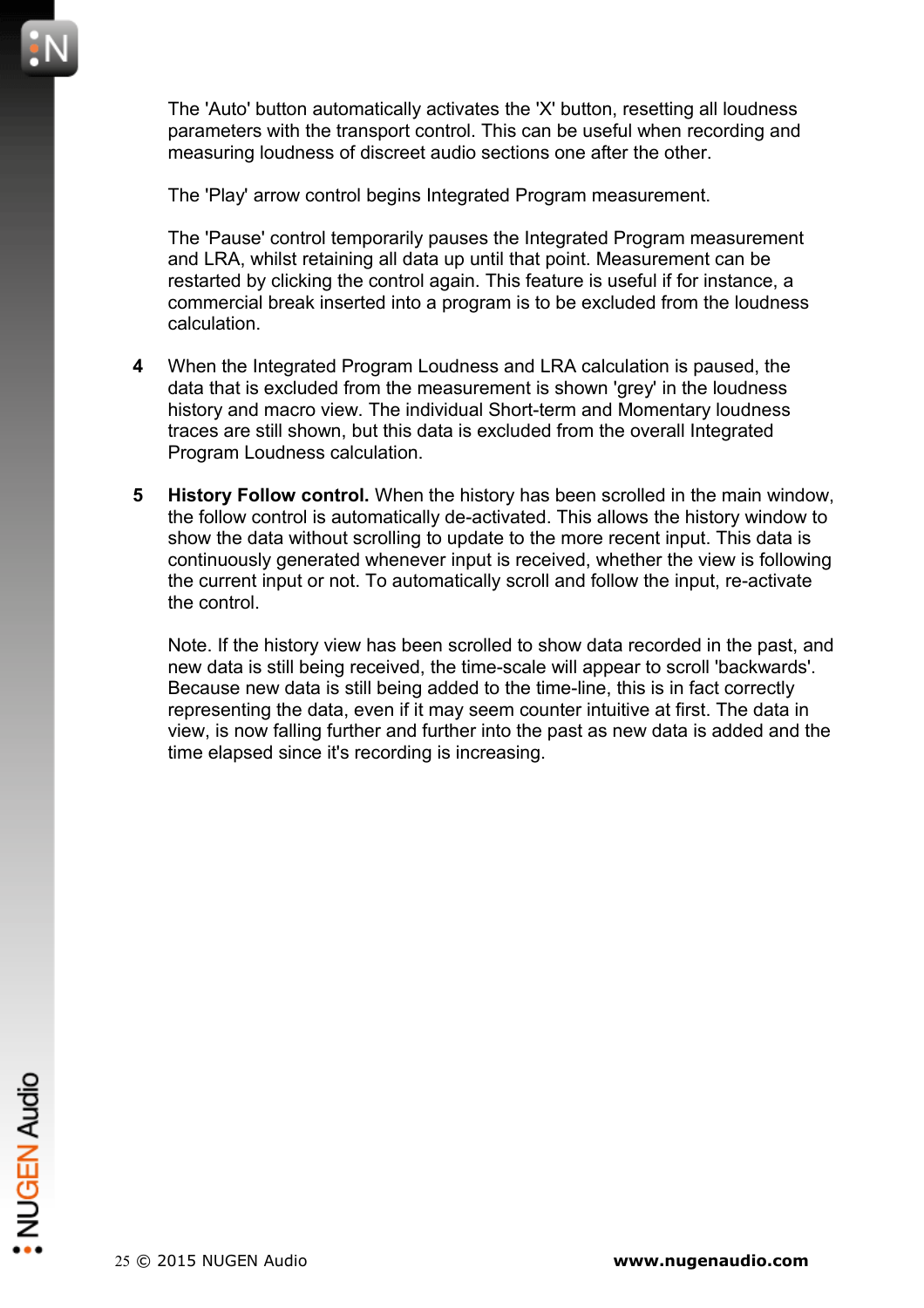The 'Auto' button automatically activates the 'X' button, resetting all loudness parameters with the transport control. This can be useful when recording and measuring loudness of discreet audio sections one after the other.

The 'Play' arrow control begins Integrated Program measurement.

The 'Pause' control temporarily pauses the Integrated Program measurement and LRA, whilst retaining all data up until that point. Measurement can be restarted by clicking the control again. This feature is useful if for instance, a commercial break inserted into a program is to be excluded from the loudness calculation.

**4** When the Integrated Program Loudness and LRA calculation is paused, the data that is excluded from the measurement is shown 'grey' in the loudness history and macro view. The individual Short-term and Momentary loudness traces are still shown, but this data is excluded from the overall Integrated Program Loudness calculation.

**5** **History Follow control.** When the history has been scrolled in the main window, the follow control is automatically de-activated. This allows the history window to show the data without scrolling to update to the more recent input. This data is continuously generated whenever input is received, whether the view is following the current input or not. To automatically scroll and follow the input, re-activate the control.

Note. If the history view has been scrolled to show data recorded in the past, and new data is still being received, the time-scale will appear to scroll 'backwards'. Because new data is still being added to the time-line, this is in fact correctly representing the data, even if it may seem counter intuitive at first. The data in view, is now falling further and further into the past as new data is added and the time elapsed since it's recording is increasing.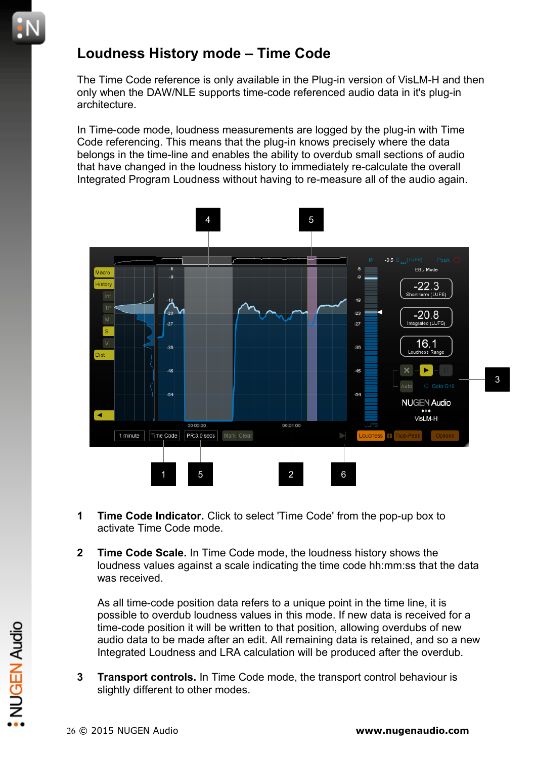# Loudness History mode – Time Code

The Time Code reference is only available in the Plug-in version of VisLM-H and then only when the DAW/NLE supports time-code referenced audio data in it's plug-in architecture.

In Time-code mode, loudness measurements are logged by the plug-in with Time Code referencing. This means that the plug-in knows precisely where the data belongs in the time-line and enables the ability to overdub small sections of audio that have changed in the loudness history to immediately re-calculate the overall Integrated Program Loudness without having to re-measure all of the audio again.

1 **Time Code Indicator.** Click to select 'Time Code' from the pop-up box to activate Time Code mode.

2 **Time Code Scale.** In Time Code mode, the loudness history shows the loudness values against a scale indicating the time code hh:mm:ss that the data was received.

As all time-code position data refers to a unique point in the time line, it is possible to overdub loudness values in this mode. If new data is received for a time-code position it will be written to that position, allowing overdubs of new audio data to be made after an edit. All remaining data is retained, and so a new Integrated Loudness and LRA calculation will be produced after the overdub.

3 **Transport controls.** In Time Code mode, the transport control behaviour is slightly different to other modes.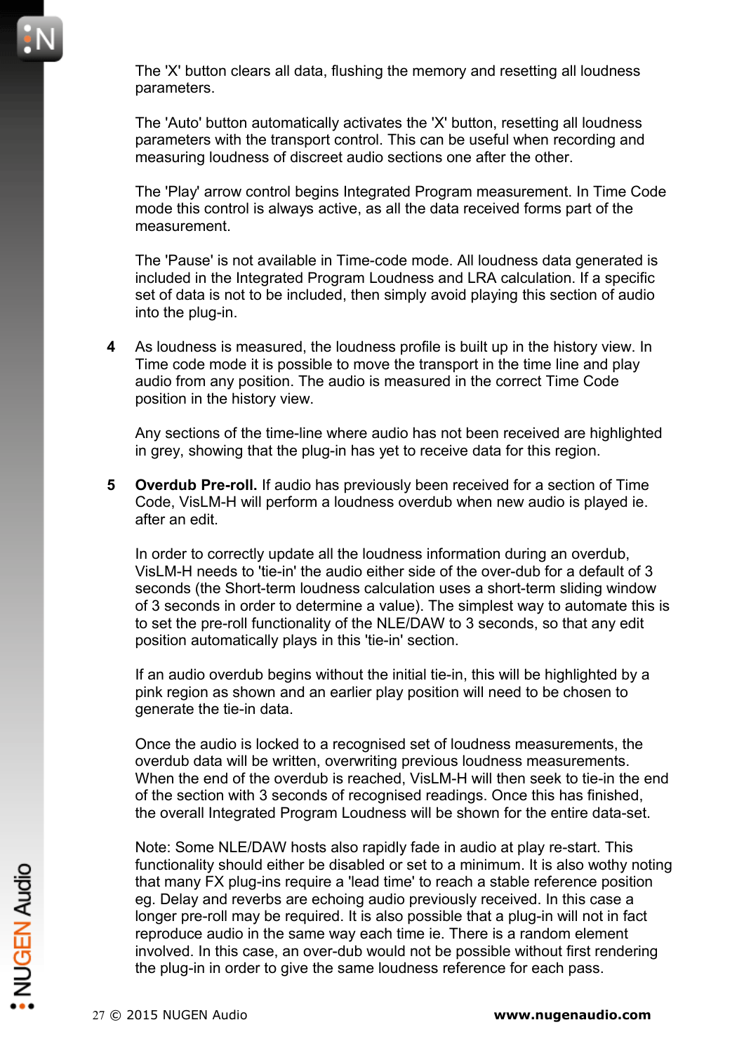The 'X' button clears all data, flushing the memory and resetting all loudness parameters.

The 'Auto' button automatically activates the 'X' button, resetting all loudness parameters with the transport control. This can be useful when recording and measuring loudness of discreet audio sections one after the other.

The 'Play' arrow control begins Integrated Program measurement. In Time Code mode this control is always active, as all the data received forms part of the measurement.

The 'Pause' is not available in Time-code mode. All loudness data generated is included in the Integrated Program Loudness and LRA calculation. If a specific set of data is not to be included, then simply avoid playing this section of audio into the plug-in.

4. As loudness is measured, the loudness profile is built up in the history view. In Time code mode it is possible to move the transport in the time line and play audio from any position. The audio is measured in the correct Time Code position in the history view.

   Any sections of the time-line where audio has not been received are highlighted in grey, showing that the plug-in has yet to receive data for this region.

5. **Overdub Pre-roll.** If audio has previously been received for a section of Time Code, VisLM-H will perform a loudness overdub when new audio is played ie. after an edit.

   In order to correctly update all the loudness information during an overdub, VisLM-H needs to 'tie-in' the audio either side of the over-dub for a default of 3 seconds (the Short-term loudness calculation uses a short-term sliding window of 3 seconds in order to determine a value). The simplest way to automate this is to set the pre-roll functionality of the NLE/DAW to 3 seconds, so that any edit position automatically plays in this 'tie-in' section.

   If an audio overdub begins without the initial tie-in, this will be highlighted by a pink region as shown and an earlier play position will need to be chosen to generate the tie-in data.

   Once the audio is locked to a recognised set of loudness measurements, the overdub data will be written, overwriting previous loudness measurements. When the end of the overdub is reached, VisLM-H will then seek to tie-in the end of the section with 3 seconds of recognised readings. Once this has finished, the overall Integrated Program Loudness will be shown for the entire data-set.

   Note: Some NLE/DAW hosts also rapidly fade in audio at play re-start. This functionality should either be disabled or set to a minimum. It is also wothy noting that many FX plug-ins require a 'lead time' to reach a stable reference position eg. Delay and reverbs are echoing audio previously received. In this case a longer pre-roll may be required. It is also possible that a plug-in will not in fact reproduce audio in the same way each time ie. There is a random element involved. In this case, an over-dub would not be possible without first rendering the plug-in in order to give the same loudness reference for each pass.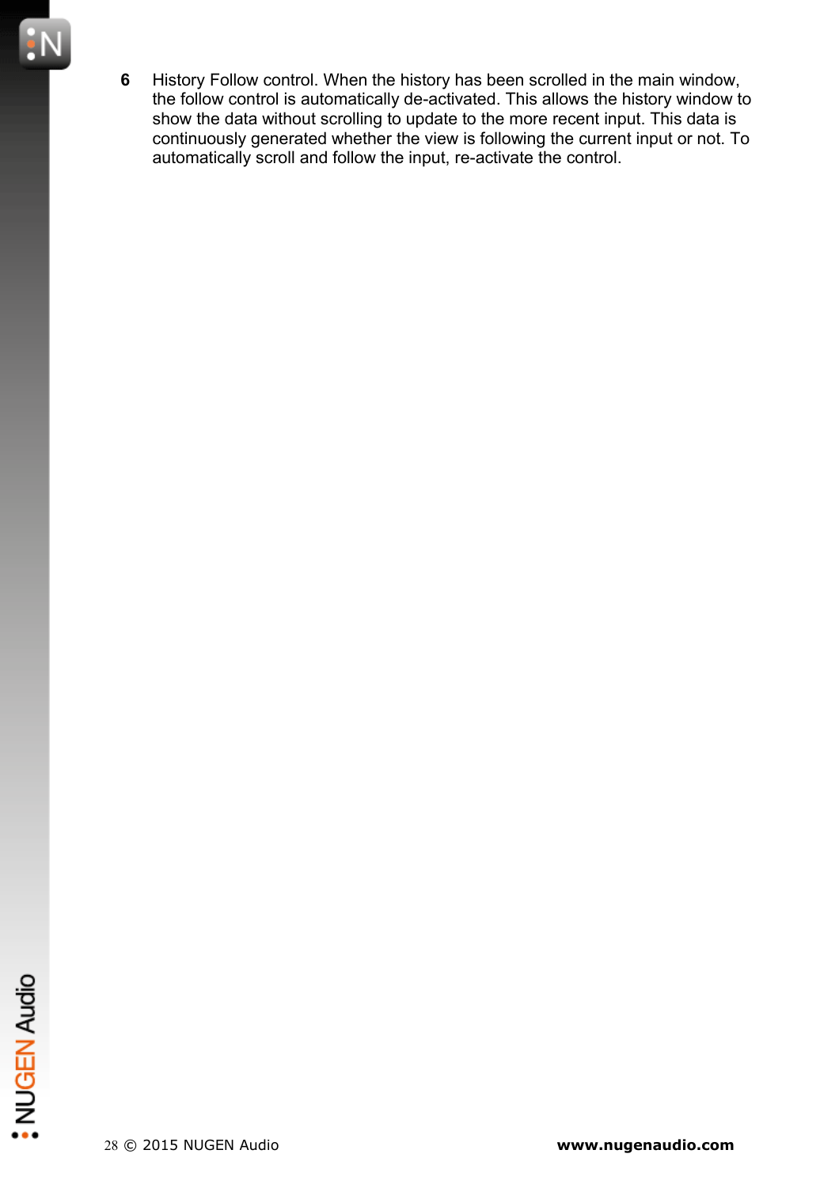6 History Follow control. When the history has been scrolled in the main window, the follow control is automatically de-activated. This allows the history window to show the data without scrolling to update to the more recent input. This data is continuously generated whether the view is following the current input or not. To automatically scroll and follow the input, re-activate the control.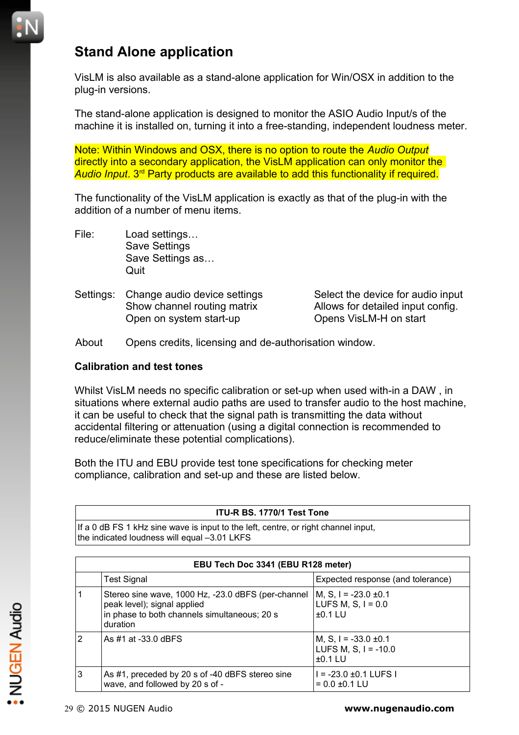## Stand Alone application

VisLM is also available as a stand-alone application for Win/OSX in addition to the plug-in versions.

The stand-alone application is designed to monitor the ASIO Audio Input/s of the machine it is installed on, turning it into a free-standing, independent loudness meter.

Note: Within Windows and OSX, there is no option to route the *Audio Output* directly into a secondary application, the VisLM application can only monitor the *Audio Input*. 3rd Party products are available to add this functionality if required.

The functionality of the VisLM application is exactly as that of the plug-in with the addition of a number of menu items.

File:
- Load settings…
- Save Settings
- Save Settings as…
- Quit

Settings:

| | |
|---|---|
| Change audio device settings | Select the device for audio input |
| Show channel routing matrix | Allows for detailed input config. |
| Open on system start-up | Opens VisLM-H on start |

About — Opens credits, licensing and de-authorisation window.

### Calibration and test tones

Whilst VisLM needs no specific calibration or set-up when used with-in a DAW , in situations where external audio paths are used to transfer audio to the host machine, it can be useful to check that the signal path is transmitting the data without accidental filtering or attenuation (using a digital connection is recommended to reduce/eliminate these potential complications).

Both the ITU and EBU provide test tone specifications for checking meter compliance, calibration and set-up and these are listed below.

| ITU-R BS. 1770/1 Test Tone |
|---|
| If a 0 dB FS 1 kHz sine wave is input to the left, centre, or right channel input, the indicated loudness will equal –3.01 LKFS |

| EBU Tech Doc 3341 (EBU R128 meter) | | |
|---|---|---|
| | Test Signal | Expected response (and tolerance) |
| 1 | Stereo sine wave, 1000 Hz, -23.0 dBFS (per-channel peak level); signal applied in phase to both channels simultaneous; 20 s duration | M, S, I = -23.0 ±0.1 LUFS M, S, I = 0.0 ±0.1 LU |
| 2 | As #1 at -33.0 dBFS | M, S, I = -33.0 ±0.1 LUFS M, S, I = -10.0 ±0.1 LU |
| 3 | As #1, preceded by 20 s of -40 dBFS stereo sine wave, and followed by 20 s of - | I = -23.0 ±0.1 LUFS I = 0.0 ±0.1 LU |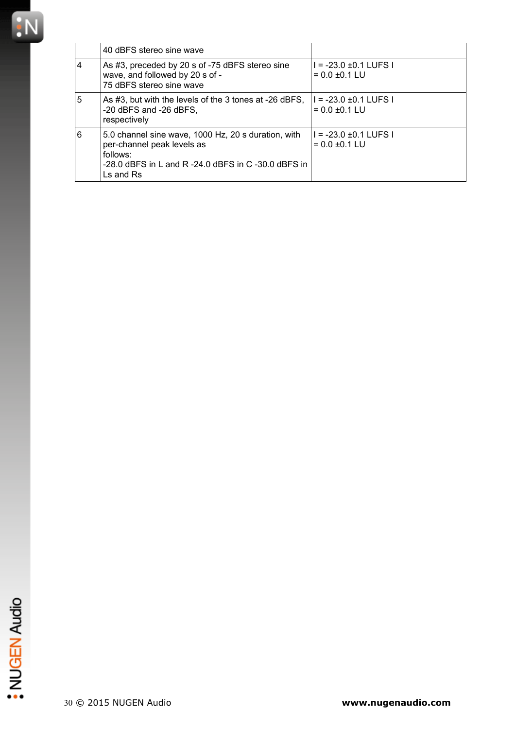| | | |
|---|---|---|
| | 40 dBFS stereo sine wave | |
| 4 | As #3, preceded by 20 s of -75 dBFS stereo sine wave, and followed by 20 s of - 75 dBFS stereo sine wave | I = -23.0 ±0.1 LUFS I = 0.0 ±0.1 LU |
| 5 | As #3, but with the levels of the 3 tones at -26 dBFS, -20 dBFS and -26 dBFS, respectively | I = -23.0 ±0.1 LUFS I = 0.0 ±0.1 LU |
| 6 | 5.0 channel sine wave, 1000 Hz, 20 s duration, with per-channel peak levels as follows: -28.0 dBFS in L and R -24.0 dBFS in C -30.0 dBFS in Ls and Rs | I = -23.0 ±0.1 LUFS I = 0.0 ±0.1 LU |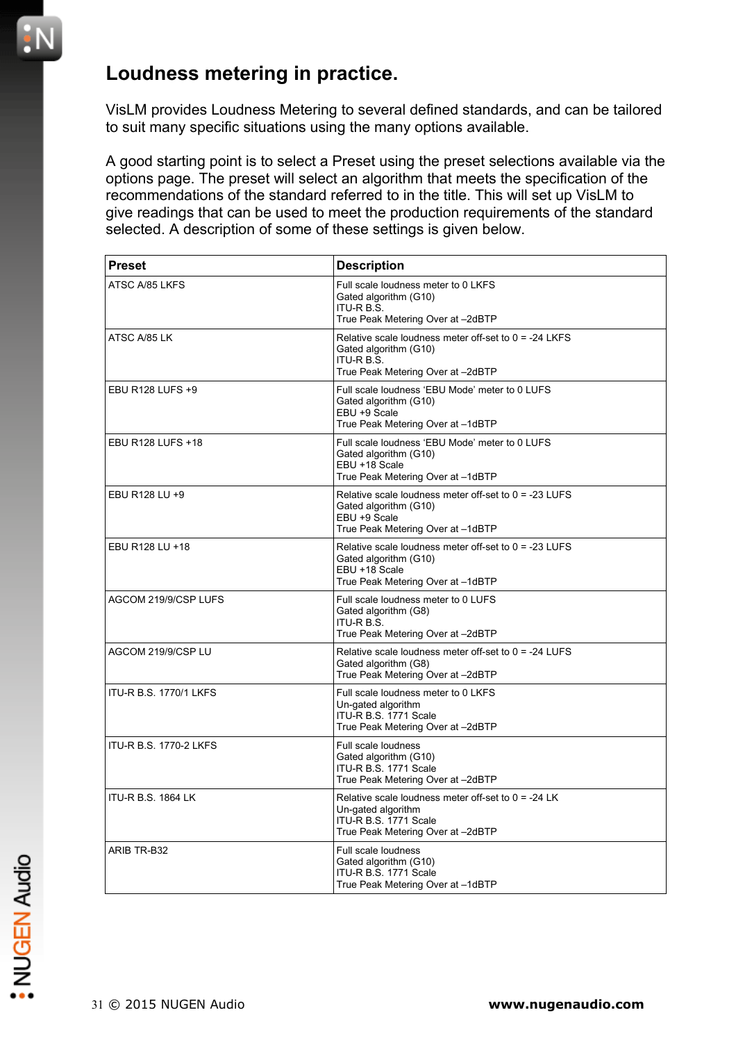# Loudness metering in practice.

VisLM provides Loudness Metering to several defined standards, and can be tailored to suit many specific situations using the many options available.

A good starting point is to select a Preset using the preset selections available via the options page. The preset will select an algorithm that meets the specification of the recommendations of the standard referred to in the title. This will set up VisLM to give readings that can be used to meet the production requirements of the standard selected. A description of some of these settings is given below.

| Preset | Description |
|---|---|
| ATSC A/85 LKFS | Full scale loudness meter to 0 LKFS<br>Gated algorithm (G10)<br>ITU-R B.S.<br>True Peak Metering Over at –2dBTP |
| ATSC A/85 LK | Relative scale loudness meter off-set to 0 = -24 LKFS<br>Gated algorithm (G10)<br>ITU-R B.S.<br>True Peak Metering Over at –2dBTP |
| EBU R128 LUFS +9 | Full scale loudness 'EBU Mode' meter to 0 LUFS<br>Gated algorithm (G10)<br>EBU +9 Scale<br>True Peak Metering Over at –1dBTP |
| EBU R128 LUFS +18 | Full scale loudness 'EBU Mode' meter to 0 LUFS<br>Gated algorithm (G10)<br>EBU +18 Scale<br>True Peak Metering Over at –1dBTP |
| EBU R128 LU +9 | Relative scale loudness meter off-set to 0 = -23 LUFS<br>Gated algorithm (G10)<br>EBU +9 Scale<br>True Peak Metering Over at –1dBTP |
| EBU R128 LU +18 | Relative scale loudness meter off-set to 0 = -23 LUFS<br>Gated algorithm (G10)<br>EBU +18 Scale<br>True Peak Metering Over at –1dBTP |
| AGCOM 219/9/CSP LUFS | Full scale loudness meter to 0 LUFS<br>Gated algorithm (G8)<br>ITU-R B.S.<br>True Peak Metering Over at –2dBTP |
| AGCOM 219/9/CSP LU | Relative scale loudness meter off-set to 0 = -24 LUFS<br>Gated algorithm (G8)<br>True Peak Metering Over at –2dBTP |
| ITU-R B.S. 1770/1 LKFS | Full scale loudness meter to 0 LKFS<br>Un-gated algorithm<br>ITU-R B.S. 1771 Scale<br>True Peak Metering Over at –2dBTP |
| ITU-R B.S. 1770-2 LKFS | Full scale loudness<br>Gated algorithm (G10)<br>ITU-R B.S. 1771 Scale<br>True Peak Metering Over at –2dBTP |
| ITU-R B.S. 1864 LK | Relative scale loudness meter off-set to 0 = -24 LK<br>Un-gated algorithm<br>ITU-R B.S. 1771 Scale<br>True Peak Metering Over at –2dBTP |
| ARIB TR-B32 | Full scale loudness<br>Gated algorithm (G10)<br>ITU-R B.S. 1771 Scale<br>True Peak Metering Over at –1dBTP |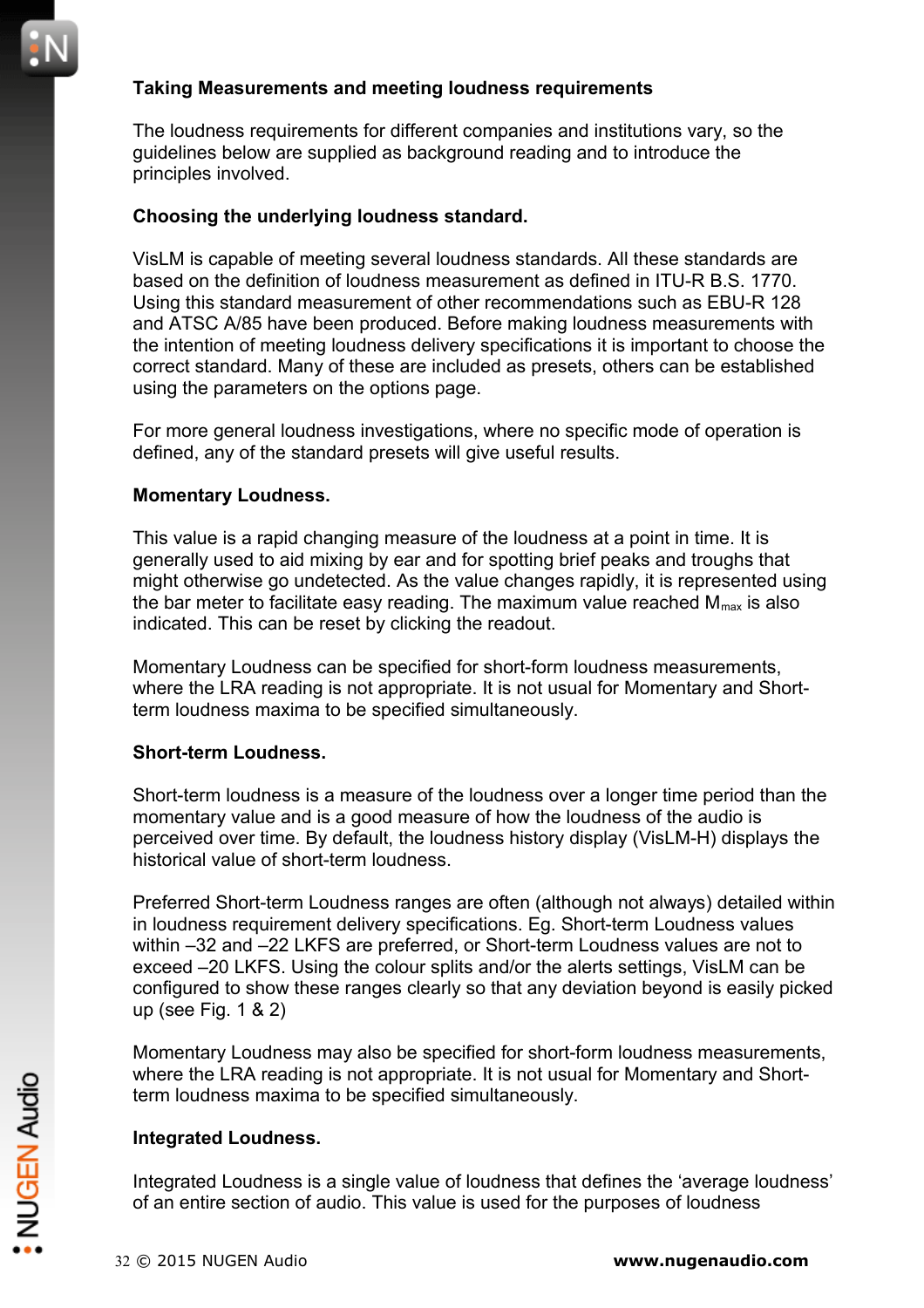**Taking Measurements and meeting loudness requirements**

The loudness requirements for different companies and institutions vary, so the guidelines below are supplied as background reading and to introduce the principles involved.

**Choosing the underlying loudness standard.**

VisLM is capable of meeting several loudness standards. All these standards are based on the definition of loudness measurement as defined in ITU-R B.S. 1770. Using this standard measurement of other recommendations such as EBU-R 128 and ATSC A/85 have been produced. Before making loudness measurements with the intention of meeting loudness delivery specifications it is important to choose the correct standard. Many of these are included as presets, others can be established using the parameters on the options page.

For more general loudness investigations, where no specific mode of operation is defined, any of the standard presets will give useful results.

**Momentary Loudness.**

This value is a rapid changing measure of the loudness at a point in time. It is generally used to aid mixing by ear and for spotting brief peaks and troughs that might otherwise go undetected. As the value changes rapidly, it is represented using the bar meter to facilitate easy reading. The maximum value reached $M_{max}$ is also indicated. This can be reset by clicking the readout.

Momentary Loudness can be specified for short-form loudness measurements, where the LRA reading is not appropriate. It is not usual for Momentary and Short-term loudness maxima to be specified simultaneously.

**Short-term Loudness.**

Short-term loudness is a measure of the loudness over a longer time period than the momentary value and is a good measure of how the loudness of the audio is perceived over time. By default, the loudness history display (VisLM-H) displays the historical value of short-term loudness.

Preferred Short-term Loudness ranges are often (although not always) detailed within in loudness requirement delivery specifications. Eg. Short-term Loudness values within –32 and –22 LKFS are preferred, or Short-term Loudness values are not to exceed –20 LKFS. Using the colour splits and/or the alerts settings, VisLM can be configured to show these ranges clearly so that any deviation beyond is easily picked up (see Fig. 1 & 2)

Momentary Loudness may also be specified for short-form loudness measurements, where the LRA reading is not appropriate. It is not usual for Momentary and Short-term loudness maxima to be specified simultaneously.

**Integrated Loudness.**

Integrated Loudness is a single value of loudness that defines the 'average loudness' of an entire section of audio. This value is used for the purposes of loudness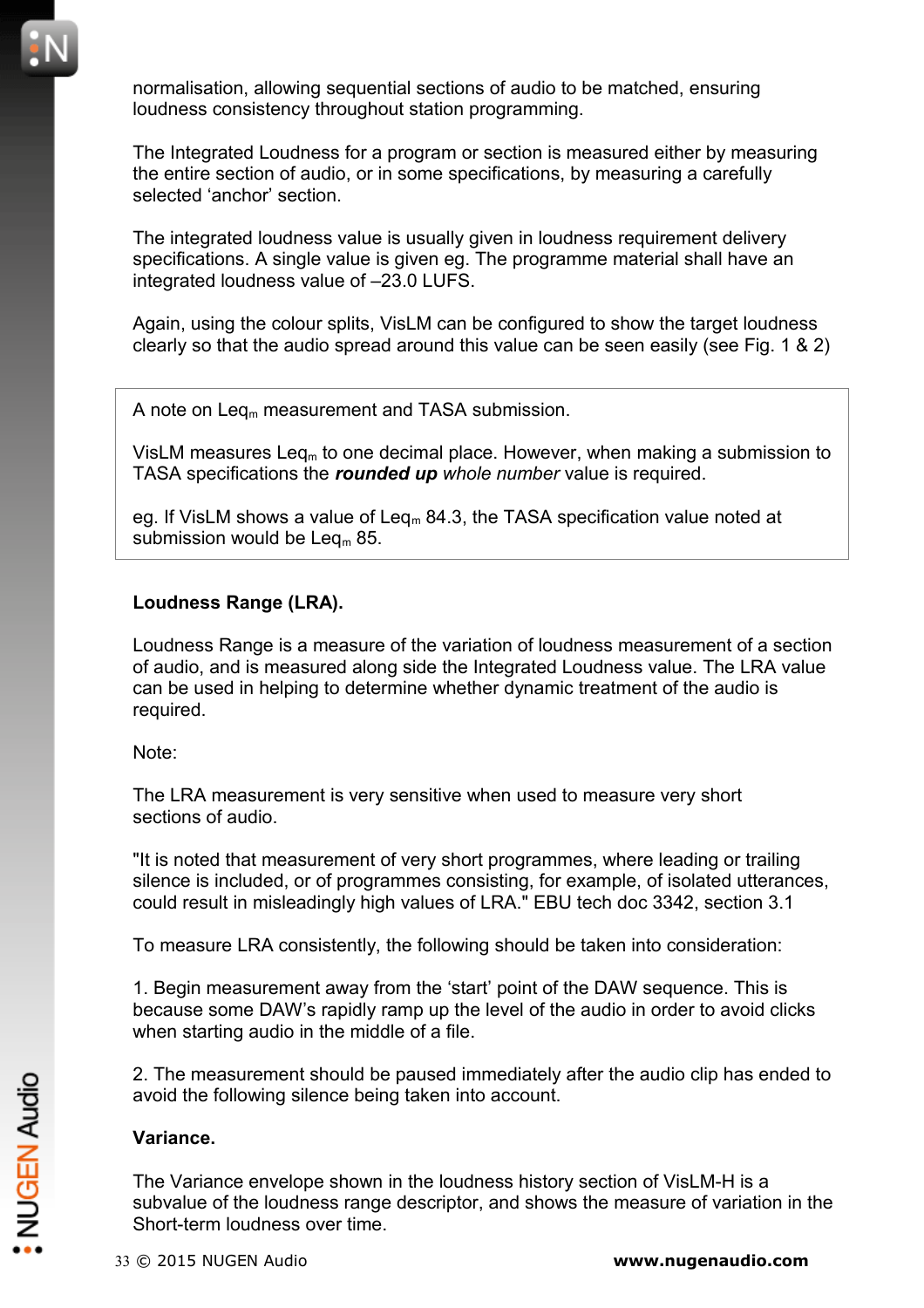normalisation, allowing sequential sections of audio to be matched, ensuring loudness consistency throughout station programming.

The Integrated Loudness for a program or section is measured either by measuring the entire section of audio, or in some specifications, by measuring a carefully selected 'anchor' section.

The integrated loudness value is usually given in loudness requirement delivery specifications. A single value is given eg. The programme material shall have an integrated loudness value of –23.0 LUFS.

Again, using the colour splits, VisLM can be configured to show the target loudness clearly so that the audio spread around this value can be seen easily (see Fig. 1 & 2)

> A note on $Leq_m$ measurement and TASA submission.
>
> VisLM measures $Leq_m$ to one decimal place. However, when making a submission to TASA specifications the ***rounded up*** *whole number* value is required.
>
> eg. If VisLM shows a value of $Leq_m$ 84.3, the TASA specification value noted at submission would be $Leq_m$ 85.

**Loudness Range (LRA).**

Loudness Range is a measure of the variation of loudness measurement of a section of audio, and is measured along side the Integrated Loudness value. The LRA value can be used in helping to determine whether dynamic treatment of the audio is required.

Note:

The LRA measurement is very sensitive when used to measure very short sections of audio.

"It is noted that measurement of very short programmes, where leading or trailing silence is included, or of programmes consisting, for example, of isolated utterances, could result in misleadingly high values of LRA." EBU tech doc 3342, section 3.1

To measure LRA consistently, the following should be taken into consideration:

1. Begin measurement away from the 'start' point of the DAW sequence. This is because some DAW's rapidly ramp up the level of the audio in order to avoid clicks when starting audio in the middle of a file.

2. The measurement should be paused immediately after the audio clip has ended to avoid the following silence being taken into account.

**Variance.**

The Variance envelope shown in the loudness history section of VisLM-H is a subvalue of the loudness range descriptor, and shows the measure of variation in the Short-term loudness over time.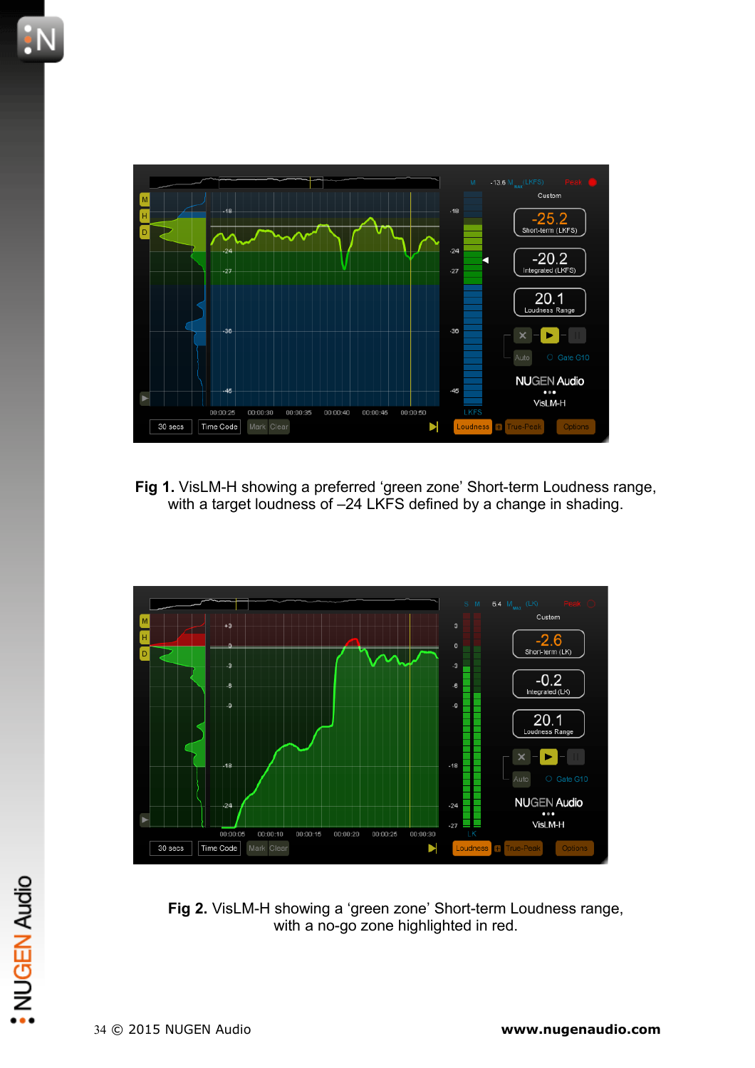**Fig 1.** VisLM-H showing a preferred ‘green zone’ Short-term Loudness range, with a target loudness of –24 LKFS defined by a change in shading.

**Fig 2.** VisLM-H showing a ‘green zone’ Short-term Loudness range, with a no-go zone highlighted in red.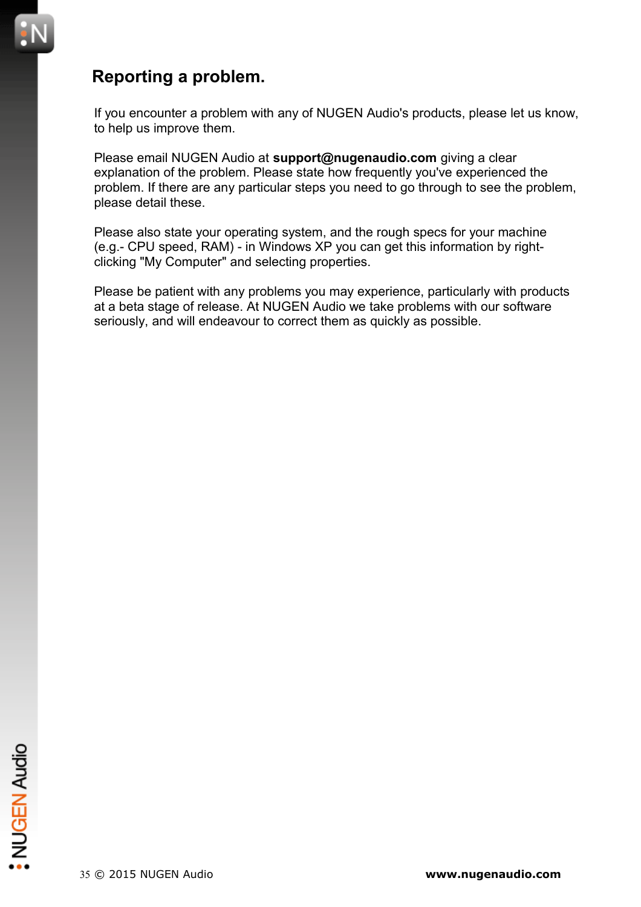## Reporting a problem.

If you encounter a problem with any of NUGEN Audio's products, please let us know, to help us improve them.

Please email NUGEN Audio at **support@nugenaudio.com** giving a clear explanation of the problem. Please state how frequently you've experienced the problem. If there are any particular steps you need to go through to see the problem, please detail these.

Please also state your operating system, and the rough specs for your machine (e.g.- CPU speed, RAM) - in Windows XP you can get this information by right-clicking "My Computer" and selecting properties.

Please be patient with any problems you may experience, particularly with products at a beta stage of release. At NUGEN Audio we take problems with our software seriously, and will endeavour to correct them as quickly as possible.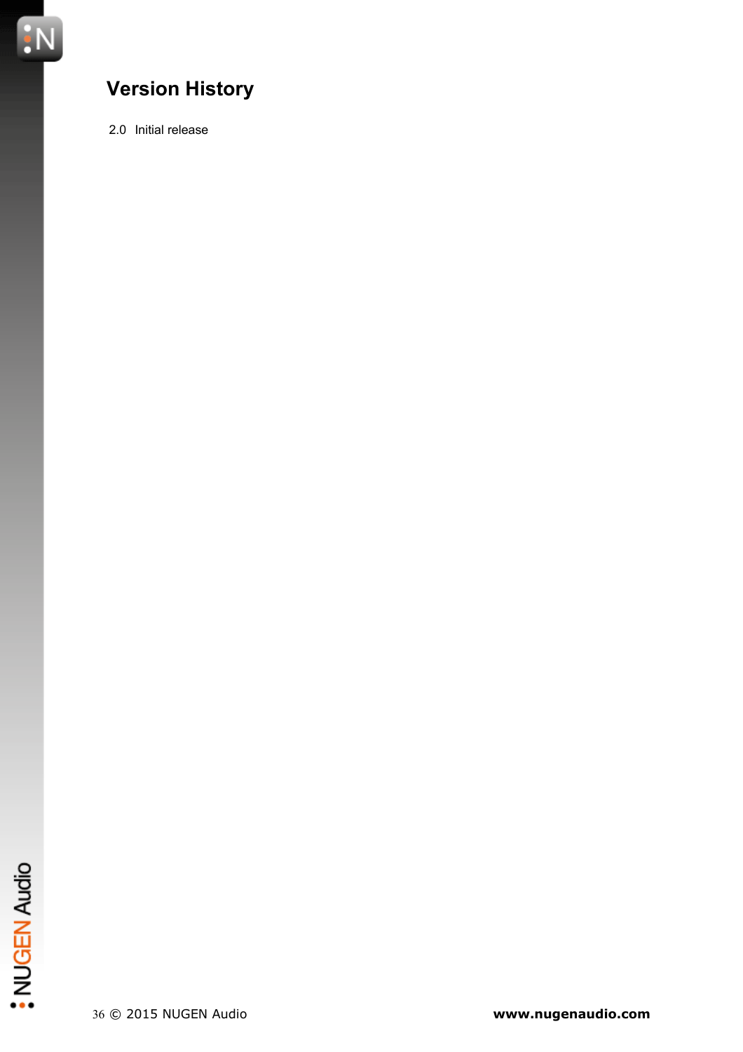## Version History

2.0 Initial release